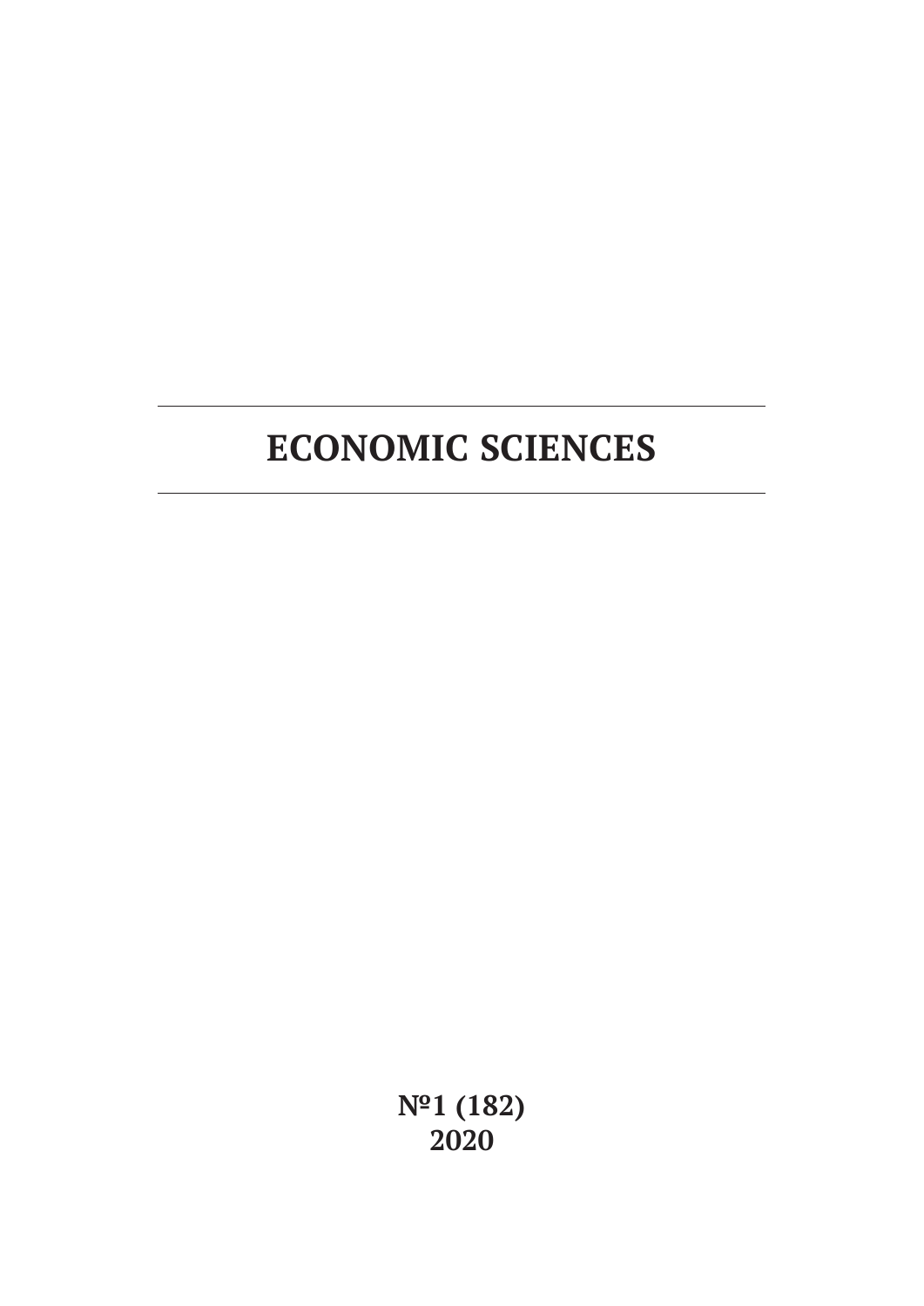# ECONOMIC SCIENCES

**№1 (182)**
**2020**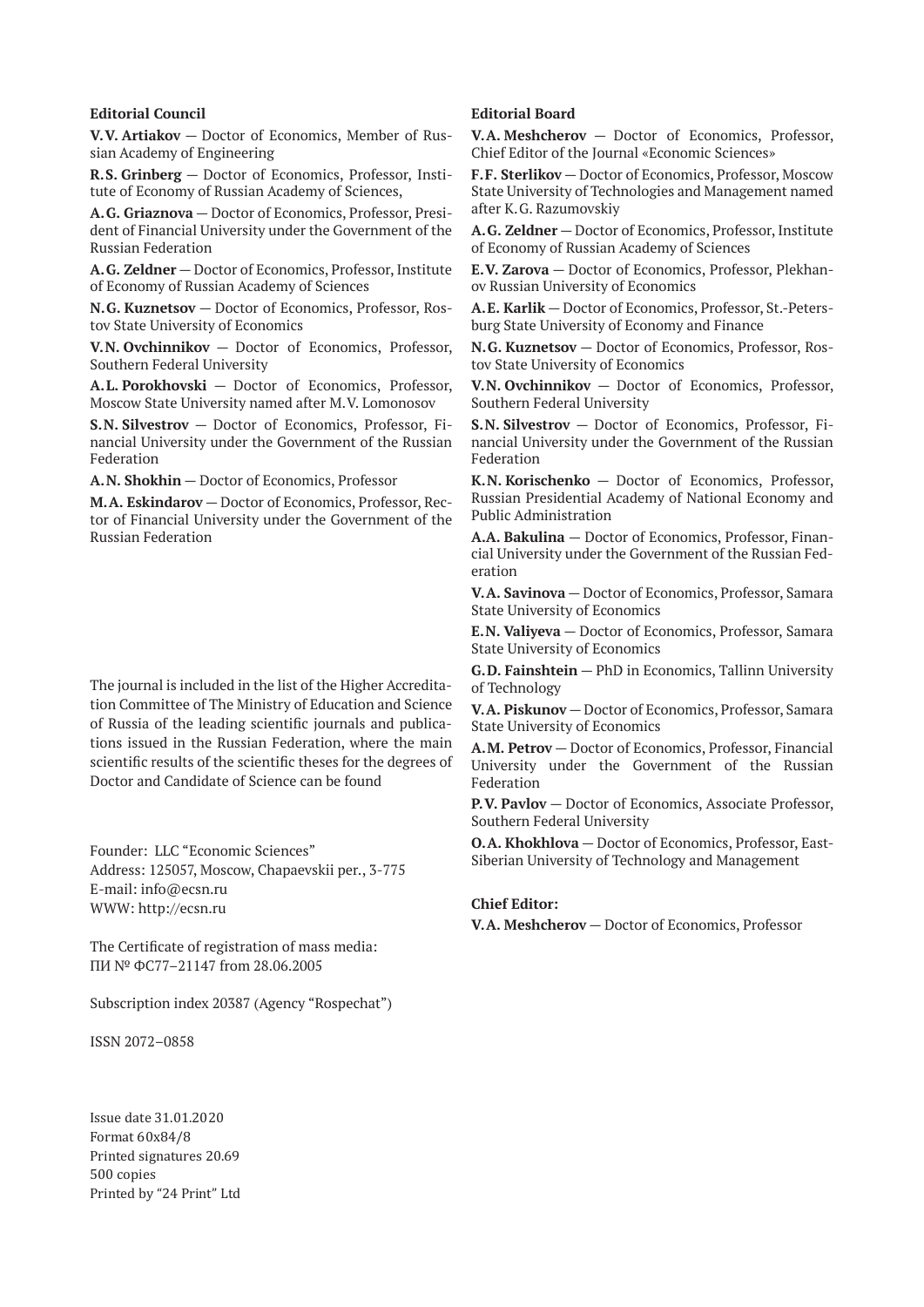**Editorial Council**

**V.V. Artiakov** — Doctor of Economics, Member of Russian Academy of Engineering

**R.S. Grinberg** — Doctor of Economics, Professor, Institute of Economy of Russian Academy of Sciences,

**A.G. Griaznova** — Doctor of Economics, Professor, President of Financial University under the Government of the Russian Federation

**A.G. Zeldner** — Doctor of Economics, Professor, Institute of Economy of Russian Academy of Sciences

**N.G. Kuznetsov** — Doctor of Economics, Professor, Rostov State University of Economics

**V.N. Ovchinnikov** — Doctor of Economics, Professor, Southern Federal University

**A.L. Porokhovski** — Doctor of Economics, Professor, Moscow State University named after M.V. Lomonosov

**S.N. Silvestrov** — Doctor of Economics, Professor, Financial University under the Government of the Russian Federation

**A.N. Shokhin** — Doctor of Economics, Professor

**M.A. Eskindarov** — Doctor of Economics, Professor, Rector of Financial University under the Government of the Russian Federation

The journal is included in the list of the Higher Accreditation Committee of The Ministry of Education and Science of Russia of the leading scientific journals and publications issued in the Russian Federation, where the main scientific results of the scientific theses for the degrees of Doctor and Candidate of Science can be found

Founder: LLC "Economic Sciences"
Address: 125057, Moscow, Chapaevskii per., 3-775
E-mail: info@ecsn.ru
WWW: http://ecsn.ru

The Certificate of registration of mass media:
ПИ № ФС77–21147 from 28.06.2005

Subscription index 20387 (Agency "Rospechat")

ISSN 2072–0858

Issue date 31.01.2020
Format 60x84/8
Printed signatures 20.69
500 copies
Printed by "24 Print" Ltd

**Editorial Board**

**V.A. Meshcherov** — Doctor of Economics, Professor, Chief Editor of the Journal «Economic Sciences»

**F.F. Sterlikov** — Doctor of Economics, Professor, Moscow State University of Technologies and Management named after K.G. Razumovskiy

**A.G. Zeldner** — Doctor of Economics, Professor, Institute of Economy of Russian Academy of Sciences

**E.V. Zarova** — Doctor of Economics, Professor, Plekhanov Russian University of Economics

**A.E. Karlik** — Doctor of Economics, Professor, St.-Petersburg State University of Economy and Finance

**N.G. Kuznetsov** — Doctor of Economics, Professor, Rostov State University of Economics

**V.N. Ovchinnikov** — Doctor of Economics, Professor, Southern Federal University

**S.N. Silvestrov** — Doctor of Economics, Professor, Financial University under the Government of the Russian Federation

**K.N. Korischenko** — Doctor of Economics, Professor, Russian Presidential Academy of National Economy and Public Administration

**A.A. Bakulina** — Doctor of Economics, Professor, Financial University under the Government of the Russian Federation

**V.A. Savinova** — Doctor of Economics, Professor, Samara State University of Economics

**E.N. Valiyeva** — Doctor of Economics, Professor, Samara State University of Economics

**G.D. Fainshtein** — PhD in Economics, Tallinn University of Technology

**V.A. Piskunov** — Doctor of Economics, Professor, Samara State University of Economics

**A.M. Petrov** — Doctor of Economics, Professor, Financial University under the Government of the Russian Federation

**P.V. Pavlov** — Doctor of Economics, Associate Professor, Southern Federal University

**O.A. Khokhlova** — Doctor of Economics, Professor, East-Siberian University of Technology and Management

**Chief Editor:**

**V.A. Meshcherov** — Doctor of Economics, Professor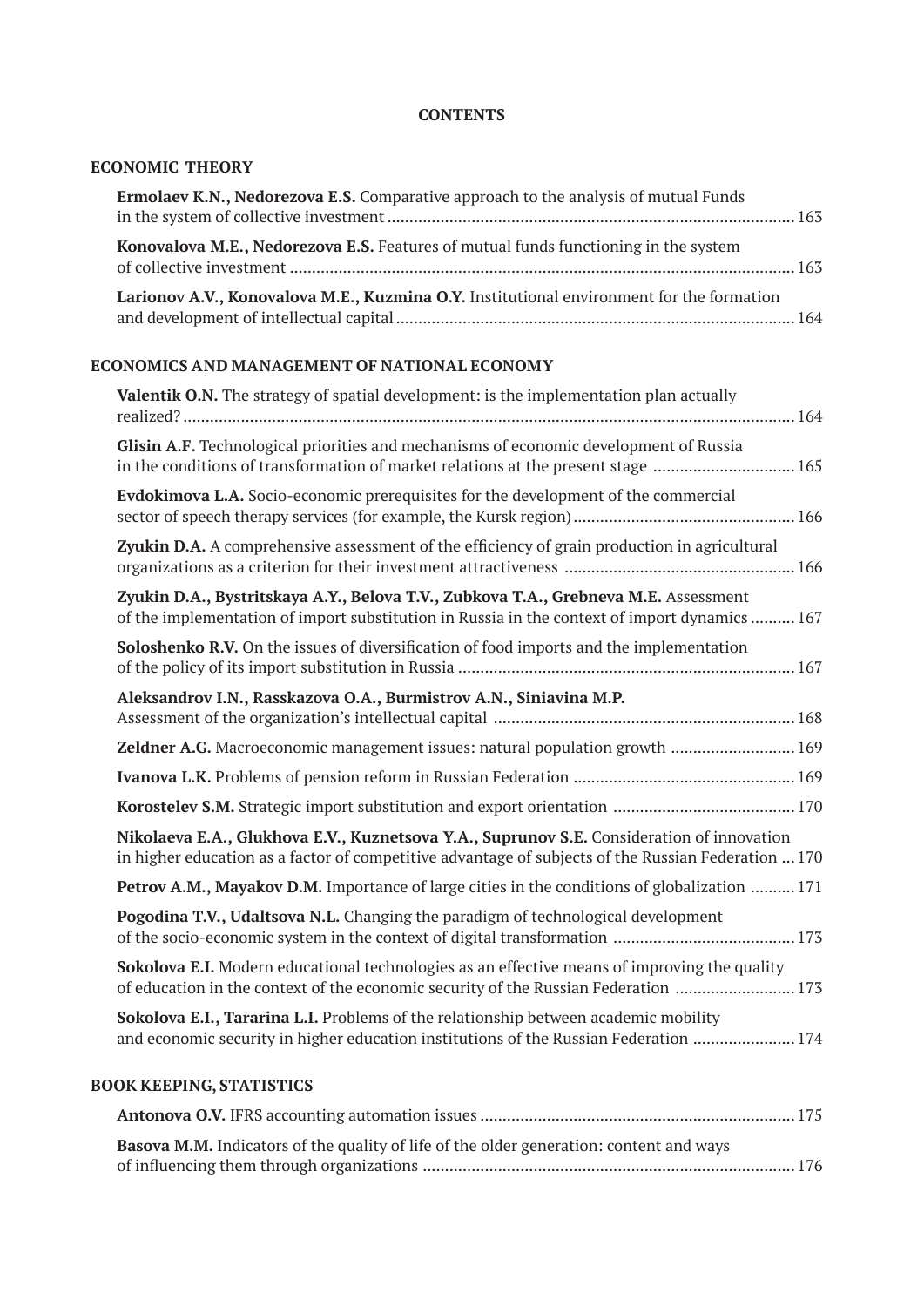# CONTENTS

## ECONOMIC THEORY

**Ermolaev K.N., Nedorezova E.S.** Comparative approach to the analysis of mutual Funds in the system of collective investment ... 163

**Konovalova M.E., Nedorezova E.S.** Features of mutual funds functioning in the system of collective investment ... 163

**Larionov A.V., Konovalova M.E., Kuzmina O.Y.** Institutional environment for the formation and development of intellectual capital ... 164

## ECONOMICS AND MANAGEMENT OF NATIONAL ECONOMY

**Valentik O.N.** The strategy of spatial development: is the implementation plan actually realized? ... 164

**Glisin A.F.** Technological priorities and mechanisms of economic development of Russia in the conditions of transformation of market relations at the present stage ... 165

**Evdokimova L.A.** Socio-economic prerequisites for the development of the commercial sector of speech therapy services (for example, the Kursk region) ... 166

**Zyukin D.A.** A comprehensive assessment of the efficiency of grain production in agricultural organizations as a criterion for their investment attractiveness ... 166

**Zyukin D.A., Bystritskaya A.Y., Belova T.V., Zubkova T.A., Grebneva M.E.** Assessment of the implementation of import substitution in Russia in the context of import dynamics ... 167

**Soloshenko R.V.** On the issues of diversification of food imports and the implementation of the policy of its import substitution in Russia ... 167

**Aleksandrov I.N., Rasskazova O.A., Burmistrov A.N., Siniavina M.P.** Assessment of the organization's intellectual capital ... 168

**Zeldner A.G.** Macroeconomic management issues: natural population growth ... 169

**Ivanova L.K.** Problems of pension reform in Russian Federation ... 169

**Korostelev S.M.** Strategic import substitution and export orientation ... 170

**Nikolaeva E.A., Glukhova E.V., Kuznetsova Y.A., Suprunov S.E.** Consideration of innovation in higher education as a factor of competitive advantage of subjects of the Russian Federation ... 170

**Petrov A.M., Mayakov D.M.** Importance of large cities in the conditions of globalization ... 171

**Pogodina T.V., Udaltsova N.L.** Changing the paradigm of technological development of the socio-economic system in the context of digital transformation ... 173

**Sokolova E.I.** Modern educational technologies as an effective means of improving the quality of education in the context of the economic security of the Russian Federation ... 173

**Sokolova E.I., Tararina L.I.** Problems of the relationship between academic mobility and economic security in higher education institutions of the Russian Federation ... 174

## BOOK KEEPING, STATISTICS

**Antonova O.V.** IFRS accounting automation issues ... 175

**Basova M.M.** Indicators of the quality of life of the older generation: content and ways of influencing them through organizations ... 176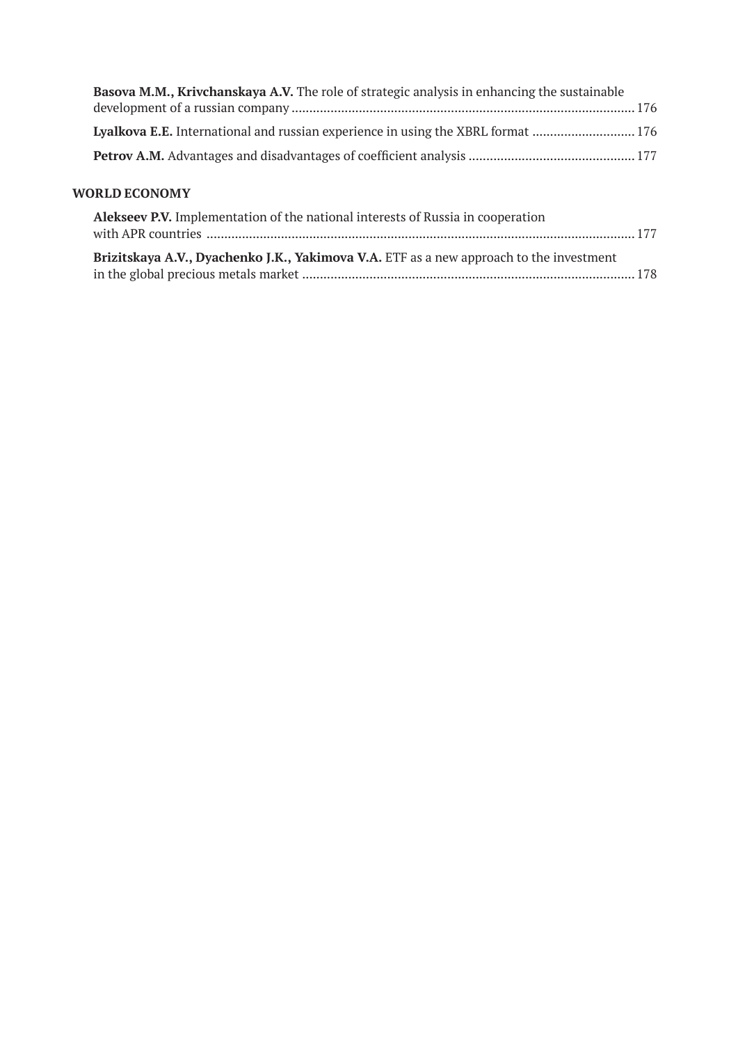**Basova M.M., Krivchanskaya A.V.** The role of strategic analysis in enhancing the sustainable development of a russian company ................................................................................................. 176

**Lyalkova E.E.** International and russian experience in using the XBRL format ............................. 176

**Petrov A.M.** Advantages and disadvantages of coefficient analysis ............................................... 177

## WORLD ECONOMY

**Alekseev P.V.** Implementation of the national interests of Russia in cooperation with APR countries ......................................................................................................................... 177

**Brizitskaya A.V., Dyachenko J.K., Yakimova V.A.** ETF as a new approach to the investment in the global precious metals market ............................................................................................. 178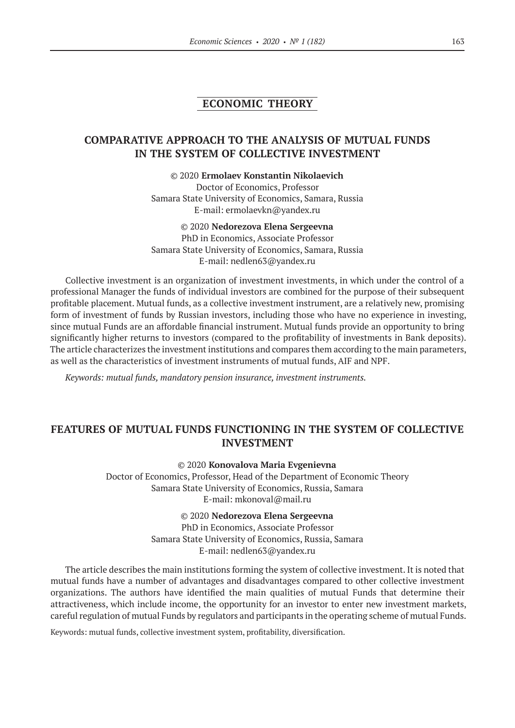## ECONOMIC THEORY

# COMPARATIVE APPROACH TO THE ANALYSIS OF MUTUAL FUNDS IN THE SYSTEM OF COLLECTIVE INVESTMENT

© 2020 **Ermolaev Konstantin Nikolaevich**
Doctor of Economics, Professor
Samara State University of Economics, Samara, Russia
E-mail: ermolaevkn@yandex.ru

© 2020 **Nedorezova Elena Sergeevna**
PhD in Economics, Associate Professor
Samara State University of Economics, Samara, Russia
E-mail: nedlen63@yandex.ru

Collective investment is an organization of investment investments, in which under the control of a professional Manager the funds of individual investors are combined for the purpose of their subsequent profitable placement. Mutual funds, as a collective investment instrument, are a relatively new, promising form of investment of funds by Russian investors, including those who have no experience in investing, since mutual Funds are an affordable financial instrument. Mutual funds provide an opportunity to bring significantly higher returns to investors (compared to the profitability of investments in Bank deposits). The article characterizes the investment institutions and compares them according to the main parameters, as well as the characteristics of investment instruments of mutual funds, AIF and NPF.

*Keywords: mutual funds, mandatory pension insurance, investment instruments.*

# FEATURES OF MUTUAL FUNDS FUNCTIONING IN THE SYSTEM OF COLLECTIVE INVESTMENT

© 2020 **Konovalova Maria Evgenievna**
Doctor of Economics, Professor, Head of the Department of Economic Theory
Samara State University of Economics, Russia, Samara
E-mail: mkonoval@mail.ru

© 2020 **Nedorezova Elena Sergeevna**
PhD in Economics, Associate Professor
Samara State University of Economics, Russia, Samara
E-mail: nedlen63@yandex.ru

The article describes the main institutions forming the system of collective investment. It is noted that mutual funds have a number of advantages and disadvantages compared to other collective investment organizations. The authors have identified the main qualities of mutual Funds that determine their attractiveness, which include income, the opportunity for an investor to enter new investment markets, careful regulation of mutual Funds by regulators and participants in the operating scheme of mutual Funds.

Keywords: mutual funds, collective investment system, profitability, diversification.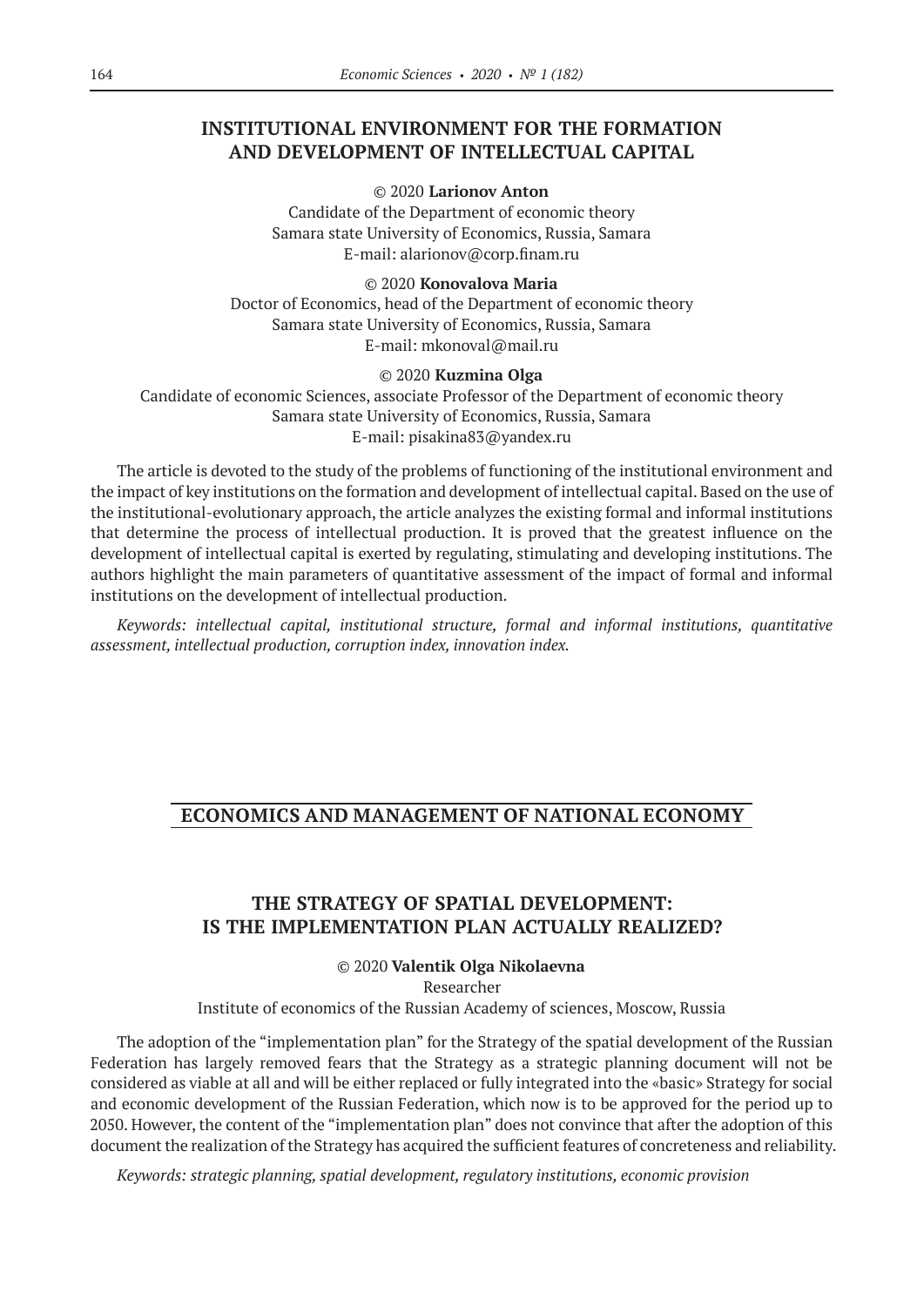## INSTITUTIONAL ENVIRONMENT FOR THE FORMATION AND DEVELOPMENT OF INTELLECTUAL CAPITAL

© 2020 **Larionov Anton**
Candidate of the Department of economic theory
Samara state University of Economics, Russia, Samara
E-mail: alarionov@corp.finam.ru

© 2020 **Konovalova Maria**
Doctor of Economics, head of the Department of economic theory
Samara state University of Economics, Russia, Samara
E-mail: mkonoval@mail.ru

© 2020 **Kuzmina Olga**
Candidate of economic Sciences, associate Professor of the Department of economic theory
Samara state University of Economics, Russia, Samara
E-mail: pisakina83@yandex.ru

The article is devoted to the study of the problems of functioning of the institutional environment and the impact of key institutions on the formation and development of intellectual capital. Based on the use of the institutional-evolutionary approach, the article analyzes the existing formal and informal institutions that determine the process of intellectual production. It is proved that the greatest influence on the development of intellectual capital is exerted by regulating, stimulating and developing institutions. The authors highlight the main parameters of quantitative assessment of the impact of formal and informal institutions on the development of intellectual production.

*Keywords: intellectual capital, institutional structure, formal and informal institutions, quantitative assessment, intellectual production, corruption index, innovation index.*

# ECONOMICS AND MANAGEMENT OF NATIONAL ECONOMY

## THE STRATEGY OF SPATIAL DEVELOPMENT: IS THE IMPLEMENTATION PLAN ACTUALLY REALIZED?

© 2020 **Valentik Olga Nikolaevna**
Researcher
Institute of economics of the Russian Academy of sciences, Moscow, Russia

The adoption of the "implementation plan" for the Strategy of the spatial development of the Russian Federation has largely removed fears that the Strategy as a strategic planning document will not be considered as viable at all and will be either replaced or fully integrated into the «basic» Strategy for social and economic development of the Russian Federation, which now is to be approved for the period up to 2050. However, the content of the "implementation plan" does not convince that after the adoption of this document the realization of the Strategy has acquired the sufficient features of concreteness and reliability.

*Keywords: strategic planning, spatial development, regulatory institutions, economic provision*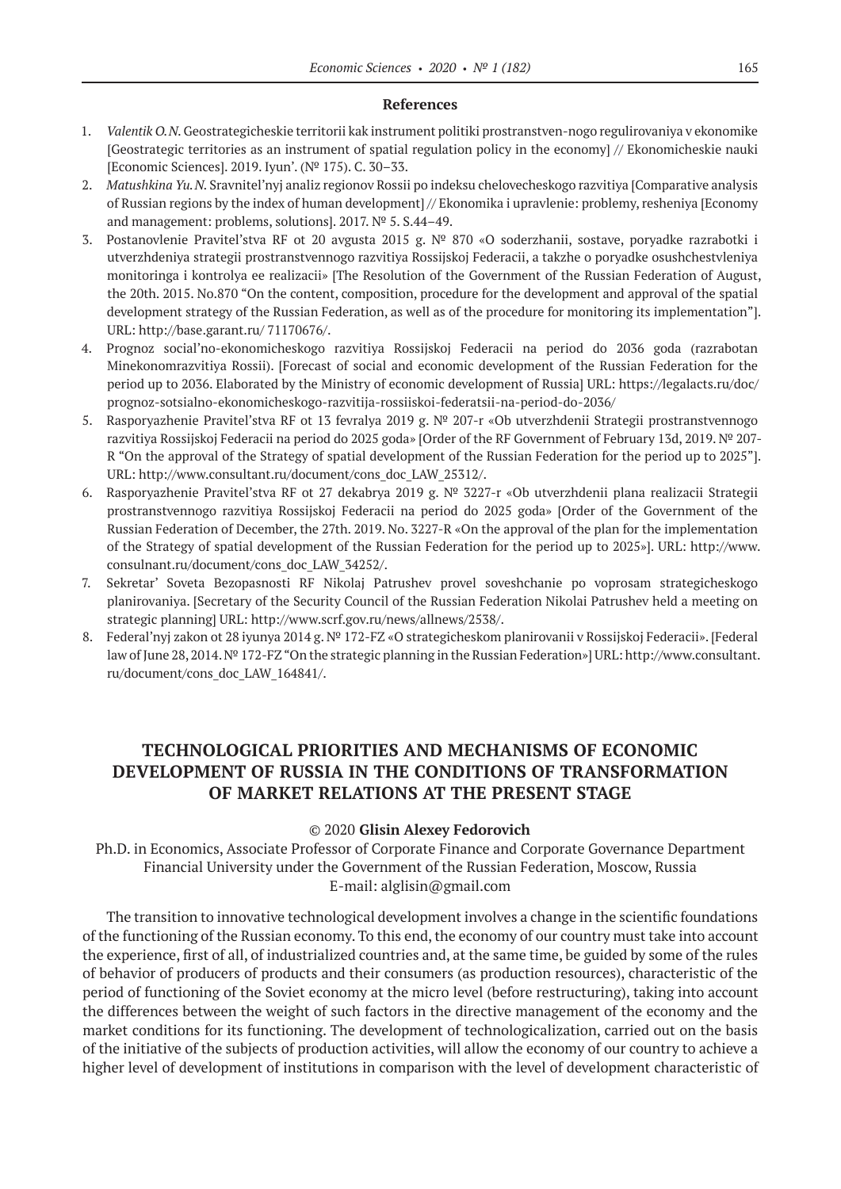### References

1. *Valentik O.N.* Geostrategicheskie territorii kak instrument politiki prostranstven-nogo regulirovaniya v ekonomike [Geostrategic territories as an instrument of spatial regulation policy in the economy] // Ekonomicheskie nauki [Economic Sciences]. 2019. Iyun'. (№ 175). C. 30–33.
2. *Matushkina Yu.N.* Sravnitel'nyj analiz regionov Rossii po indeksu chelovecheskogo razvitiya [Comparative analysis of Russian regions by the index of human development] // Ekonomika i upravlenie: problemy, resheniya [Economy and management: problems, solutions]. 2017. № 5. S.44–49.
3. Postanovlenie Pravitel'stva RF ot 20 avgusta 2015 g. № 870 «O soderzhanii, sostave, poryadke razrabotki i utverzhdeniya strategii prostranstvennogo razvitiya Rossijskoj Federacii, a takzhe o poryadke osushchestvleniya monitoringa i kontrolya ee realizacii» [The Resolution of the Government of the Russian Federation of August, the 20th. 2015. No.870 "On the content, composition, procedure for the development and approval of the spatial development strategy of the Russian Federation, as well as of the procedure for monitoring its implementation"]. URL: http://base.garant.ru/ 71170676/.
4. Prognoz social'no-ekonomicheskogo razvitiya Rossijskoj Federacii na period do 2036 goda (razrabotan Minekonomrazvitiya Rossii). [Forecast of social and economic development of the Russian Federation for the period up to 2036. Elaborated by the Ministry of economic development of Russia] URL: https://legalacts.ru/doc/prognoz-sotsialno-ekonomicheskogo-razvitija-rossiiskoi-federatsii-na-period-do-2036/
5. Rasporyazhenie Pravitel'stva RF ot 13 fevralya 2019 g. № 207-r «Ob utverzhdenii Strategii prostranstvennogo razvitiya Rossijskoj Federacii na period do 2025 goda» [Order of the RF Government of February 13d, 2019. № 207-R "On the approval of the Strategy of spatial development of the Russian Federation for the period up to 2025"]. URL: http://www.consultant.ru/document/cons_doc_LAW_25312/.
6. Rasporyazhenie Pravitel'stva RF ot 27 dekabrya 2019 g. № 3227-r «Ob utverzhdenii plana realizacii Strategii prostranstvennogo razvitiya Rossijskoj Federacii na period do 2025 goda» [Order of the Government of the Russian Federation of December, the 27th. 2019. No. 3227-R «On the approval of the plan for the implementation of the Strategy of spatial development of the Russian Federation for the period up to 2025»]. URL: http://www.consulnant.ru/document/cons_doc_LAW_34252/.
7. Sekretar' Soveta Bezopasnosti RF Nikolaj Patrushev provel soveshchanie po voprosam strategicheskogo planirovaniya. [Secretary of the Security Council of the Russian Federation Nikolai Patrushev held a meeting on strategic planning] URL: http://www.scrf.gov.ru/news/allnews/2538/.
8. Federal'nyj zakon ot 28 iyunya 2014 g. № 172-FZ «O strategicheskom planirovanii v Rossijskoj Federacii». [Federal law of June 28, 2014. № 172-FZ "On the strategic planning in the Russian Federation»] URL: http://www.consultant.ru/document/cons_doc_LAW_164841/.

## TECHNOLOGICAL PRIORITIES AND MECHANISMS OF ECONOMIC DEVELOPMENT OF RUSSIA IN THE CONDITIONS OF TRANSFORMATION OF MARKET RELATIONS AT THE PRESENT STAGE

© 2020 **Glisin Alexey Fedorovich**

Ph.D. in Economics, Associate Professor of Corporate Finance and Corporate Governance Department
Financial University under the Government of the Russian Federation, Moscow, Russia
E-mail: alglisin@gmail.com

The transition to innovative technological development involves a change in the scientific foundations of the functioning of the Russian economy. To this end, the economy of our country must take into account the experience, first of all, of industrialized countries and, at the same time, be guided by some of the rules of behavior of producers of products and their consumers (as production resources), characteristic of the period of functioning of the Soviet economy at the micro level (before restructuring), taking into account the differences between the weight of such factors in the directive management of the economy and the market conditions for its functioning. The development of technologicalization, carried out on the basis of the initiative of the subjects of production activities, will allow the economy of our country to achieve a higher level of development of institutions in comparison with the level of development characteristic of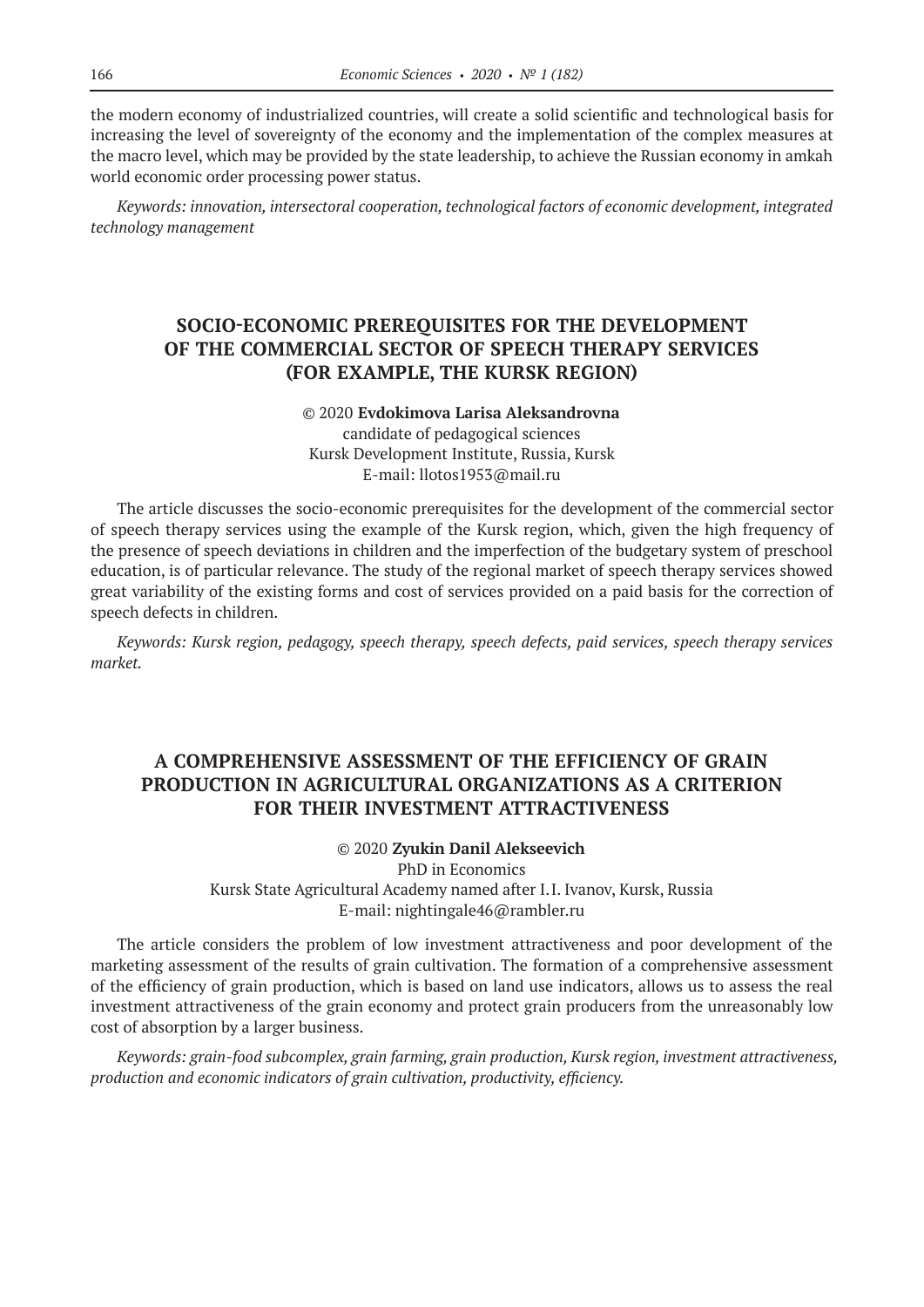the modern economy of industrialized countries, will create a solid scientific and technological basis for increasing the level of sovereignty of the economy and the implementation of the complex measures at the macro level, which may be provided by the state leadership, to achieve the Russian economy in amkah world economic order processing power status.

*Keywords: innovation, intersectoral cooperation, technological factors of economic development, integrated technology management*

## SOCIO-ECONOMIC PREREQUISITES FOR THE DEVELOPMENT OF THE COMMERCIAL SECTOR OF SPEECH THERAPY SERVICES (FOR EXAMPLE, THE KURSK REGION)

© 2020 **Evdokimova Larisa Aleksandrovna**
candidate of pedagogical sciences
Kursk Development Institute, Russia, Kursk
E-mail: llotos1953@mail.ru

The article discusses the socio-economic prerequisites for the development of the commercial sector of speech therapy services using the example of the Kursk region, which, given the high frequency of the presence of speech deviations in children and the imperfection of the budgetary system of preschool education, is of particular relevance. The study of the regional market of speech therapy services showed great variability of the existing forms and cost of services provided on a paid basis for the correction of speech defects in children.

*Keywords: Kursk region, pedagogy, speech therapy, speech defects, paid services, speech therapy services market.*

## A COMPREHENSIVE ASSESSMENT OF THE EFFICIENCY OF GRAIN PRODUCTION IN AGRICULTURAL ORGANIZATIONS AS A CRITERION FOR THEIR INVESTMENT ATTRACTIVENESS

© 2020 **Zyukin Danil Alekseevich**
PhD in Economics
Kursk State Agricultural Academy named after I.I. Ivanov, Kursk, Russia
E-mail: nightingale46@rambler.ru

The article considers the problem of low investment attractiveness and poor development of the marketing assessment of the results of grain cultivation. The formation of a comprehensive assessment of the efficiency of grain production, which is based on land use indicators, allows us to assess the real investment attractiveness of the grain economy and protect grain producers from the unreasonably low cost of absorption by a larger business.

*Keywords: grain-food subcomplex, grain farming, grain production, Kursk region, investment attractiveness, production and economic indicators of grain cultivation, productivity, efficiency.*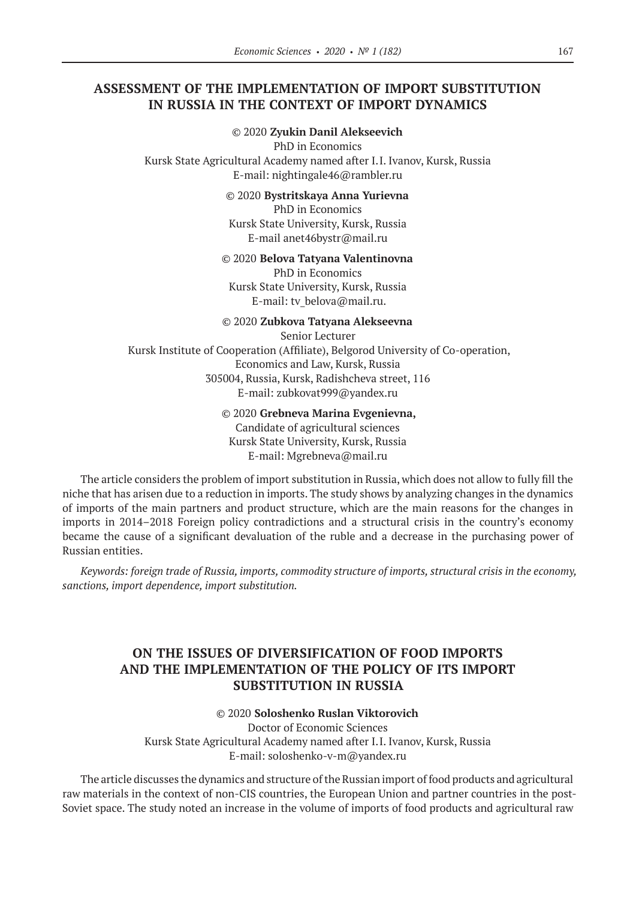## ASSESSMENT OF THE IMPLEMENTATION OF IMPORT SUBSTITUTION IN RUSSIA IN THE CONTEXT OF IMPORT DYNAMICS

© 2020 **Zyukin Danil Alekseevich**
PhD in Economics
Kursk State Agricultural Academy named after I.I. Ivanov, Kursk, Russia
E-mail: nightingale46@rambler.ru

© 2020 **Bystritskaya Anna Yurievna**
PhD in Economics
Kursk State University, Kursk, Russia
E-mail anet46bystr@mail.ru

© 2020 **Belova Tatyana Valentinovna**
PhD in Economics
Kursk State University, Kursk, Russia
E-mail: tv_belova@mail.ru.

© 2020 **Zubkova Tatyana Alekseevna**
Senior Lecturer
Kursk Institute of Cooperation (Affiliate), Belgorod University of Co-operation, Economics and Law, Kursk, Russia
305004, Russia, Kursk, Radishcheva street, 116
E-mail: zubkovat999@yandex.ru

© 2020 **Grebneva Marina Evgenievna,**
Candidate of agricultural sciences
Kursk State University, Kursk, Russia
E-mail: Mgrebneva@mail.ru

The article considers the problem of import substitution in Russia, which does not allow to fully fill the niche that has arisen due to a reduction in imports. The study shows by analyzing changes in the dynamics of imports of the main partners and product structure, which are the main reasons for the changes in imports in 2014–2018 Foreign policy contradictions and a structural crisis in the country's economy became the cause of a significant devaluation of the ruble and a decrease in the purchasing power of Russian entities.

*Keywords: foreign trade of Russia, imports, commodity structure of imports, structural crisis in the economy, sanctions, import dependence, import substitution.*

## ON THE ISSUES OF DIVERSIFICATION OF FOOD IMPORTS AND THE IMPLEMENTATION OF THE POLICY OF ITS IMPORT SUBSTITUTION IN RUSSIA

© 2020 **Soloshenko Ruslan Viktorovich**
Doctor of Economic Sciences
Kursk State Agricultural Academy named after I.I. Ivanov, Kursk, Russia
E-mail: soloshenko-v-m@yandex.ru

The article discusses the dynamics and structure of the Russian import of food products and agricultural raw materials in the context of non-CIS countries, the European Union and partner countries in the post-Soviet space. The study noted an increase in the volume of imports of food products and agricultural raw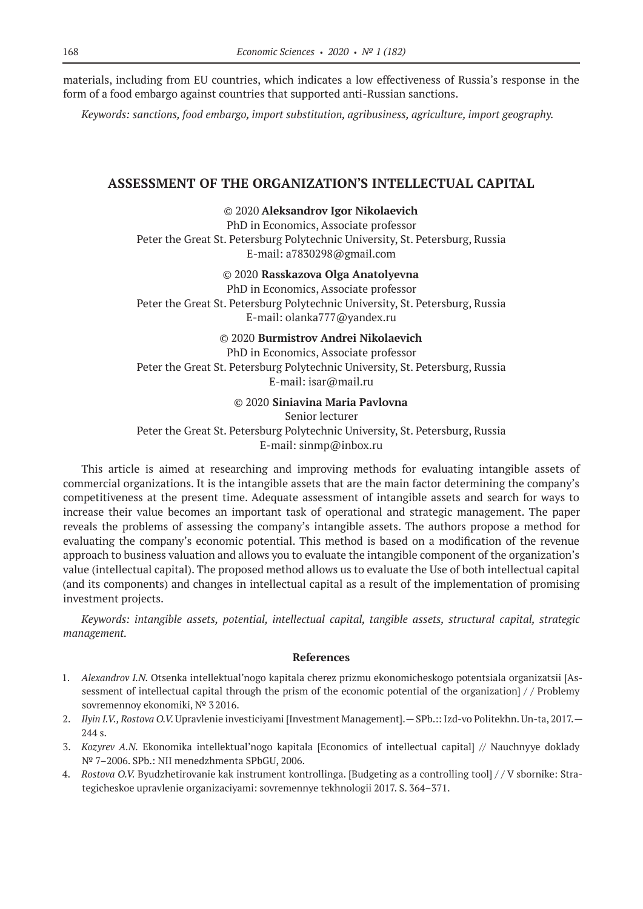materials, including from EU countries, which indicates a low effectiveness of Russia's response in the form of a food embargo against countries that supported anti-Russian sanctions.

*Keywords: sanctions, food embargo, import substitution, agribusiness, agriculture, import geography.*

## ASSESSMENT OF THE ORGANIZATION'S INTELLECTUAL CAPITAL

© 2020 **Aleksandrov Igor Nikolaevich**
PhD in Economics, Associate professor
Peter the Great St. Petersburg Polytechnic University, St. Petersburg, Russia
E-mail: a7830298@gmail.com

© 2020 **Rasskazova Olga Anatolyevna**
PhD in Economics, Associate professor
Peter the Great St. Petersburg Polytechnic University, St. Petersburg, Russia
E-mail: olanka777@yandex.ru

© 2020 **Burmistrov Andrei Nikolaevich**
PhD in Economics, Associate professor
Peter the Great St. Petersburg Polytechnic University, St. Petersburg, Russia
E-mail: isar@mail.ru

© 2020 **Siniavina Maria Pavlovna**
Senior lecturer
Peter the Great St. Petersburg Polytechnic University, St. Petersburg, Russia
E-mail: sinmp@inbox.ru

This article is aimed at researching and improving methods for evaluating intangible assets of commercial organizations. It is the intangible assets that are the main factor determining the company's competitiveness at the present time. Adequate assessment of intangible assets and search for ways to increase their value becomes an important task of operational and strategic management. The paper reveals the problems of assessing the company's intangible assets. The authors propose a method for evaluating the company's economic potential. This method is based on a modification of the revenue approach to business valuation and allows you to evaluate the intangible component of the organization's value (intellectual capital). The proposed method allows us to evaluate the Use of both intellectual capital (and its components) and changes in intellectual capital as a result of the implementation of promising investment projects.

*Keywords: intangible assets, potential, intellectual capital, tangible assets, structural capital, strategic management.*

#### References

1. *Alexandrov I.N.* Otsenka intellektual'nogo kapitala cherez prizmu ekonomicheskogo potentsiala organizatsii [Assessment of intellectual capital through the prism of the economic potential of the organization] / / Problemy sovremennoy ekonomiki, № 3 2016.
2. *Ilyin I.V., Rostova O.V.* Upravlenie investiciyami [Investment Management].— SPb.:: Izd-vo Politekhn. Un-ta, 2017.— 244 s.
3. *Kozyrev A.N.* Ekonomika intellektual'nogo kapitala [Economics of intellectual capital] // Nauchnyye doklady № 7–2006. SPb.: NII menedzhmenta SPbGU, 2006.
4. *Rostova O.V.* Byudzhetirovanie kak instrument kontrollinga. [Budgeting as a controlling tool] / / V sbornike: Strategicheskoe upravlenie organizaciyami: sovremennye tekhnologii 2017. S. 364–371.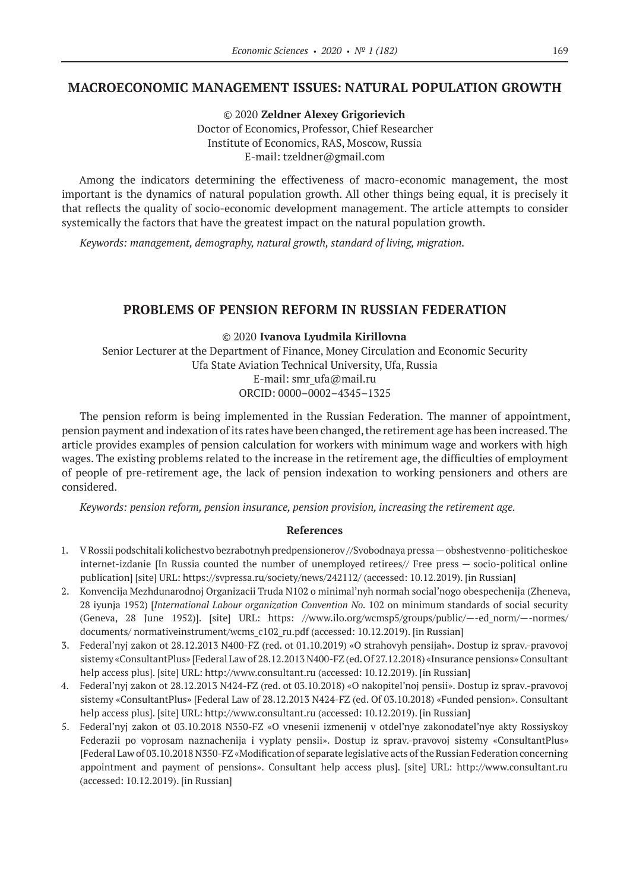## MACROECONOMIC MANAGEMENT ISSUES: NATURAL POPULATION GROWTH

© 2020 **Zeldner Alexey Grigorievich**
Doctor of Economics, Professor, Chief Researcher
Institute of Economics, RAS, Moscow, Russia
E-mail: tzeldner@gmail.com

Among the indicators determining the effectiveness of macro-economic management, the most important is the dynamics of natural population growth. All other things being equal, it is precisely it that reflects the quality of socio-economic development management. The article attempts to consider systemically the factors that have the greatest impact on the natural population growth.

*Keywords: management, demography, natural growth, standard of living, migration.*

## PROBLEMS OF PENSION REFORM IN RUSSIAN FEDERATION

© 2020 **Ivanova Lyudmila Kirillovna**
Senior Lecturer at the Department of Finance, Money Circulation and Economic Security
Ufa State Aviation Technical University, Ufa, Russia
E-mail: smr_ufa@mail.ru
ORCID: 0000–0002–4345–1325

The pension reform is being implemented in the Russian Federation. The manner of appointment, pension payment and indexation of its rates have been changed, the retirement age has been increased. The article provides examples of pension calculation for workers with minimum wage and workers with high wages. The existing problems related to the increase in the retirement age, the difficulties of employment of people of pre-retirement age, the lack of pension indexation to working pensioners and others are considered.

*Keywords: pension reform, pension insurance, pension provision, increasing the retirement age.*

### References

1. V Rossii podschitali kolichestvo bezrabotnyh predpensionerov //Svobodnaya pressa — obshestvenno-politicheskoe internet-izdanie [In Russia counted the number of unemployed retirees// Free press — socio-political online publication] [site] URL: https://svpressa.ru/society/news/242112/ (accessed: 10.12.2019). [in Russian]
2. Konvencija Mezhdunarodnoj Organizacii Truda N102 o minimal'nyh normah social'nogo obespechenija (Zheneva, 28 iyunja 1952) [*International Labour organization Convention No.* 102 on minimum standards of social security (Geneva, 28 June 1952)]. [site] URL: https: //www.ilo.org/wcmsp5/groups/public/—-ed_norm/—-normes/documents/ normativeinstrument/wcms_c102_ru.pdf (accessed: 10.12.2019). [in Russian]
3. Federal'nyj zakon ot 28.12.2013 N400-FZ (red. ot 01.10.2019) «O strahovyh pensijah». Dostup iz sprav.-pravovoj sistemy «ConsultantPlus» [Federal Law of 28.12.2013 N400-FZ (ed. Of 27.12.2018) «Insurance pensions» Consultant help access plus]. [site] URL: http://www.consultant.ru (accessed: 10.12.2019). [in Russian]
4. Federal'nyj zakon ot 28.12.2013 N424-FZ (red. ot 03.10.2018) «O nakopitel'noj pensii». Dostup iz sprav.-pravovoj sistemy «ConsultantPlus» [Federal Law of 28.12.2013 N424-FZ (ed. Of 03.10.2018) «Funded pension». Consultant help access plus]. [site] URL: http://www.consultant.ru (accessed: 10.12.2019). [in Russian]
5. Federal'nyj zakon ot 03.10.2018 N350-FZ «O vnesenii izmenenij v otdel'nye zakonodatel'nye akty Rossiyskoy Federazii po voprosam naznachenija i vyplaty pensii». Dostup iz sprav.-pravovoj sistemy «ConsultantPlus» [Federal Law of 03.10.2018 N350-FZ «Modification of separate legislative acts of the Russian Federation concerning appointment and payment of pensions». Consultant help access plus]. [site] URL: http://www.consultant.ru (accessed: 10.12.2019). [in Russian]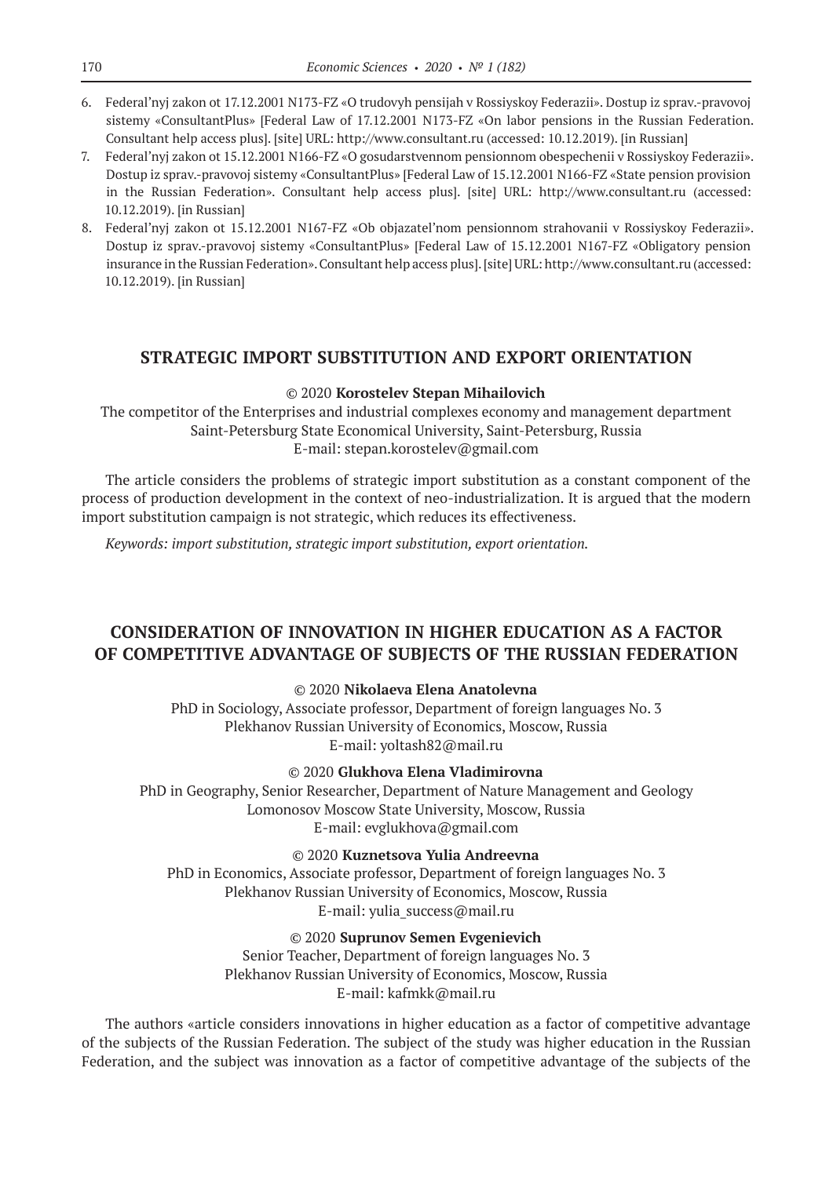6. Federal'nyj zakon ot 17.12.2001 N173-FZ «O trudovyh pensijah v Rossiyskoy Federazii». Dostup iz sprav.-pravovoj sistemy «ConsultantPlus» [Federal Law of 17.12.2001 N173-FZ «On labor pensions in the Russian Federation. Consultant help access plus]. [site] URL: http://www.consultant.ru (accessed: 10.12.2019). [in Russian]
7. Federal'nyj zakon ot 15.12.2001 N166-FZ «O gosudarstvennom pensionnom obespechenii v Rossiyskoy Federazii». Dostup iz sprav.-pravovoj sistemy «ConsultantPlus» [Federal Law of 15.12.2001 N166-FZ «State pension provision in the Russian Federation». Consultant help access plus]. [site] URL: http://www.consultant.ru (accessed: 10.12.2019). [in Russian]
8. Federal'nyj zakon ot 15.12.2001 N167-FZ «Ob objazatel'nom pensionnom strahovanii v Rossiyskoy Federazii». Dostup iz sprav.-pravovoj sistemy «ConsultantPlus» [Federal Law of 15.12.2001 N167-FZ «Obligatory pension insurance in the Russian Federation». Consultant help access plus]. [site] URL: http://www.consultant.ru (accessed: 10.12.2019). [in Russian]

## STRATEGIC IMPORT SUBSTITUTION AND EXPORT ORIENTATION

© 2020 **Korostelev Stepan Mihailovich**
The competitor of the Enterprises and industrial complexes economy and management department
Saint-Petersburg State Economical University, Saint-Petersburg, Russia
E-mail: stepan.korostelev@gmail.com

The article considers the problems of strategic import substitution as a constant component of the process of production development in the context of neo-industrialization. It is argued that the modern import substitution campaign is not strategic, which reduces its effectiveness.

*Keywords: import substitution, strategic import substitution, export orientation.*

## CONSIDERATION OF INNOVATION IN HIGHER EDUCATION AS A FACTOR OF COMPETITIVE ADVANTAGE OF SUBJECTS OF THE RUSSIAN FEDERATION

© 2020 **Nikolaeva Elena Anatolevna**
PhD in Sociology, Associate professor, Department of foreign languages No. 3
Plekhanov Russian University of Economics, Moscow, Russia
E-mail: yoltash82@mail.ru

© 2020 **Glukhova Elena Vladimirovna**
PhD in Geography, Senior Researcher, Department of Nature Management and Geology
Lomonosov Moscow State University, Moscow, Russia
E-mail: evglukhova@gmail.com

© 2020 **Kuznetsova Yulia Andreevna**
PhD in Economics, Associate professor, Department of foreign languages No. 3
Plekhanov Russian University of Economics, Moscow, Russia
E-mail: yulia_success@mail.ru

© 2020 **Suprunov Semen Evgenievich**
Senior Teacher, Department of foreign languages No. 3
Plekhanov Russian University of Economics, Moscow, Russia
E-mail: kafmkk@mail.ru

The authors «article considers innovations in higher education as a factor of competitive advantage of the subjects of the Russian Federation. The subject of the study was higher education in the Russian Federation, and the subject was innovation as a factor of competitive advantage of the subjects of the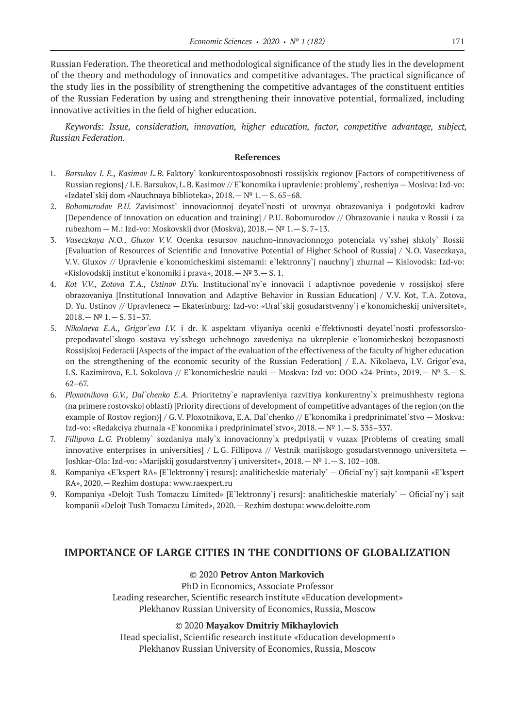Russian Federation. The theoretical and methodological significance of the study lies in the development of the theory and methodology of innovatics and competitive advantages. The practical significance of the study lies in the possibility of strengthening the competitive advantages of the constituent entities of the Russian Federation by using and strengthening their innovative potential, formalized, including innovative activities in the field of higher education.

*Keywords: Issue, consideration, innovation, higher education, factor, competitive advantage, subject, Russian Federation.*

### References

1. *Barsukov I. E., Kasimov L.B.* Faktory` konkurentosposobnosti rossijskix regionov [Factors of competitiveness of Russian regions] / I.E. Barsukov, L.B. Kasimov // E`konomika i upravlenie: problemy`, resheniya — Moskva: Izd-vo: «Izdatel`skij dom «Nauchnaya biblioteka», 2018.— № 1.— S. 65–68.
2. *Bobomurodov P.U.* Zavisimost` innovacionnoj deyatel`nosti ot urovnya obrazovaniya i podgotovki kadrov [Dependence of innovation on education and training] / P.U. Bobomurodov // Obrazovanie i nauka v Rossii i za rubezhom — M.: Izd-vo: Moskovskij dvor (Moskva), 2018.— № 1.— S. 7–13.
3. *Vaseczkaya N.O., Gluxov V.V.* Ocenka resursov nauchno-innovacionnogo potenciala vy`sshej shkoly` Rossii [Evaluation of Resources of Scientific and Innovative Potential of Higher School of Russia] / N.O. Vaseczkaya, V.V. Gluxov // Upravlenie e`konomicheskimi sistemami: e`lektronny`j nauchny`j zhurnal — Kislovodsk: Izd-vo: «Kislovodskij institut e`konomiki i prava», 2018.— № 3.— S. 1.
4. *Kot V.V., Zotova T.A., Ustinov D.Yu.* Institucional`ny`e innovacii i adaptivnoe povedenie v rossijskoj sfere obrazovaniya [Institutional Innovation and Adaptive Behavior in Russian Education] / V.V. Kot, T.A. Zotova, D. Yu. Ustinov // Upravlenecz — Ekaterinburg: Izd-vo: «Ural`skij gosudarstvenny`j e`konomicheskij universitet», 2018.— № 1.— S. 31–37.
5. *Nikolaeva E.A., Grigor`eva I.V.* i dr. K aspektam vliyaniya ocenki e`ffektivnosti deyatel`nosti professorsko-prepodavatel`skogo sostava vy`sshego uchebnogo zavedeniya na ukreplenie e`konomicheskoj bezopasnosti Rossijskoj Federacii [Aspects of the impact of the evaluation of the effectiveness of the faculty of higher education on the strengthening of the economic security of the Russian Federation] / E.A. Nikolaeva, I.V. Grigor`eva, I.S. Kazimirova, E.I. Sokolova // E`konomicheskie nauki — Moskva: Izd-vo: OOO «24-Print», 2019.— № 3.— S. 62–67.
6. *Ploxotnikova G.V., Dal`chenko E.A.* Prioritetny`e napravleniya razvitiya konkurentny`x preimushhestv regiona (na primere rostovskoj oblasti) [Priority directions of development of competitive advantages of the region (on the example of Rostov region)] / G.V. Ploxotnikova, E.A. Dal`chenko // E`konomika i predprinimatel`stvo — Moskva: Izd-vo: «Redakciya zhurnala «E`konomika i predprinimatel`stvo», 2018.— № 1.— S. 335–337.
7. *Fillipova L.G.* Problemy` sozdaniya maly`x innovacionny`x predpriyatij v vuzax [Problems of creating small innovative enterprises in universities] / L.G. Fillipova // Vestnik marijskogo gosudarstvennogo universiteta — Joshkar-Ola: Izd-vo: «Marijskij gosudarstvenny`j universitet», 2018.— № 1.— S. 102–108.
8. Kompaniya «E`kspert RA» [E`lektronny`j resurs]: analiticheskie materialy` — Oficial`ny`j sajt kompanii «E`kspert RA», 2020.— Rezhim dostupa: www.raexpert.ru
9. Kompaniya «Delojt Tush Tomaczu Limited» [E`lektronny`j resurs]: analiticheskie materialy` — Oficial`ny`j sajt kompanii «Delojt Tush Tomaczu Limited», 2020.— Rezhim dostupa: www.deloitte.com

## IMPORTANCE OF LARGE CITIES IN THE CONDITIONS OF GLOBALIZATION

© 2020 **Petrov Anton Markovich**
PhD in Economics, Associate Professor
Leading researcher, Scientific research institute «Education development»
Plekhanov Russian University of Economics, Russia, Moscow

© 2020 **Mayakov Dmitriy Mikhaylovich**
Head specialist, Scientific research institute «Education development»
Plekhanov Russian University of Economics, Russia, Moscow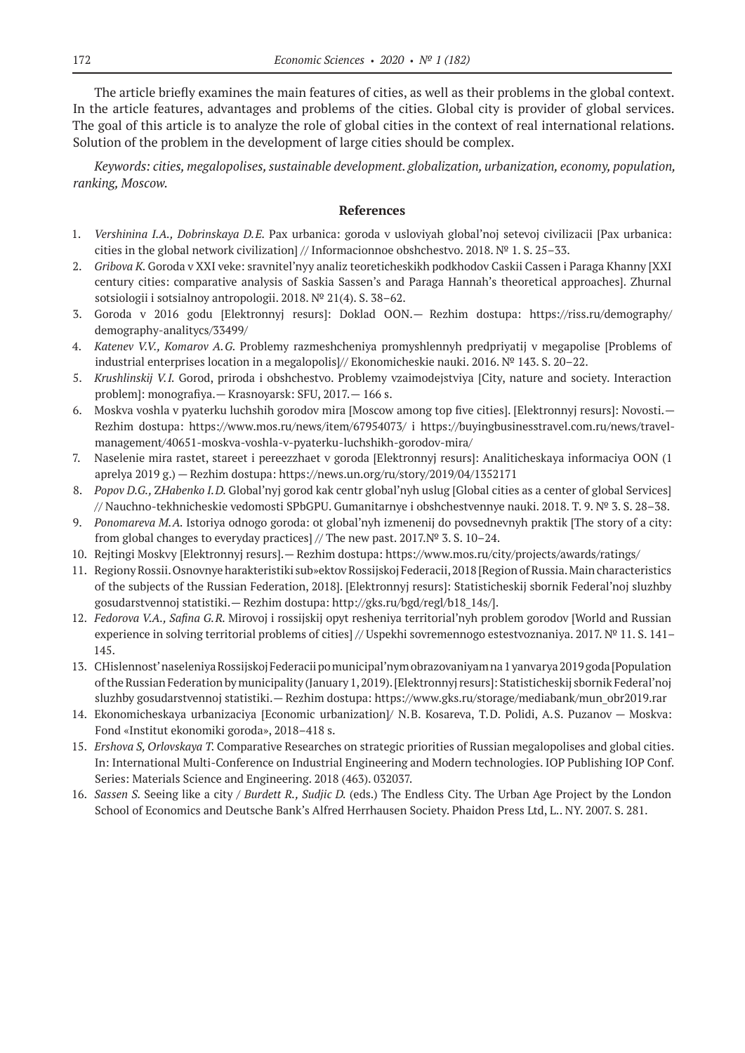The article briefly examines the main features of cities, as well as their problems in the global context. In the article features, advantages and problems of the cities. Global city is provider of global services. The goal of this article is to analyze the role of global cities in the context of real international relations. Solution of the problem in the development of large cities should be complex.

*Keywords: cities, megalopolises, sustainable development. globalization, urbanization, economy, population, ranking, Moscow.*

## References

1. *Vershinina I.A., Dobrinskaya D.E.* Pax urbanica: goroda v usloviyah global'noj setevoj civilizacii [Pax urbanica: cities in the global network civilization] // Informacionnoe obshchestvo. 2018. № 1. S. 25–33.
2. *Gribova K.* Goroda v XXI veke: sravnitel'nyy analiz teoreticheskikh podkhodov Caskii Cassen i Paraga Khanny [XXI century cities: comparative analysis of Saskia Sassen's and Paraga Hannah's theoretical approaches]. Zhurnal sotsiologii i sotsialnoy antropologii. 2018. № 21(4). S. 38–62.
3. Goroda v 2016 godu [Elektronnyj resurs]: Doklad OON.— Rezhim dostupa: https://riss.ru/demography/demography-analitycs/33499/
4. *Katenev V.V., Komarov A.G.* Problemy razmeshcheniya promyshlennyh predpriyatij v megapolise [Problems of industrial enterprises location in a megalopolis]// Ekonomicheskie nauki. 2016. № 143. S. 20–22.
5. *Krushlinskij V.I.* Gorod, priroda i obshchestvo. Problemy vzaimodejstviya [City, nature and society. Interaction problem]: monografiya.— Krasnoyarsk: SFU, 2017.— 166 s.
6. Moskva voshla v pyaterku luchshih gorodov mira [Moscow among top five cities]. [Elektronnyj resurs]: Novosti.— Rezhim dostupa: https://www.mos.ru/news/item/67954073/ i https://buyingbusinesstravel.com.ru/news/travel-management/40651-moskva-voshla-v-pyaterku-luchshikh-gorodov-mira/
7. Naselenie mira rastet, stareet i pereezzhaet v goroda [Elektronnyj resurs]: Analiticheskaya informaciya OON (1 aprelya 2019 g.) — Rezhim dostupa: https://news.un.org/ru/story/2019/04/1352171
8. *Popov D.G., ZHabenko I.D.* Global'nyj gorod kak centr global'nyh uslug [Global cities as a center of global Services] // Nauchno-tekhnicheskie vedomosti SPbGPU. Gumanitarnye i obshchestvennye nauki. 2018. T. 9. № 3. S. 28–38.
9. *Ponomareva M.A.* Istoriya odnogo goroda: ot global'nyh izmenenij do povsednevnyh praktik [The story of a city: from global changes to everyday practices] // The new past. 2017.№ 3. S. 10–24.
10. Rejtingi Moskvy [Elektronnyj resurs].— Rezhim dostupa: https://www.mos.ru/city/projects/awards/ratings/
11. Regiony Rossii. Osnovnye harakteristiki sub»ektov Rossijskoj Federacii, 2018 [Region of Russia. Main characteristics of the subjects of the Russian Federation, 2018]. [Elektronnyj resurs]: Statisticheskij sbornik Federal'noj sluzhby gosudarstvennoj statistiki.— Rezhim dostupa: http://gks.ru/bgd/regl/b18_14s/].
12. *Fedorova V.A., Safina G.R.* Mirovoj i rossijskij opyt resheniya territorial'nyh problem gorodov [World and Russian experience in solving territorial problems of cities] // Uspekhi sovremennogo estestvoznaniya. 2017. № 11. S. 141–145.
13. CHislennost' naseleniya Rossijskoj Federacii po municipal'nym obrazovaniyam na 1 yanvarya 2019 goda [Population of the Russian Federation by municipality (January 1, 2019). [Elektronnyj resurs]: Statisticheskij sbornik Federal'noj sluzhby gosudarstvennoj statistiki.— Rezhim dostupa: https://www.gks.ru/storage/mediabank/mun_obr2019.rar
14. Ekonomicheskaya urbanizaciya [Economic urbanization]/ N.B. Kosareva, T.D. Polidi, A.S. Puzanov — Moskva: Fond «Institut ekonomiki goroda», 2018–418 s.
15. *Ershova S, Orlovskaya T.* Comparative Researches on strategic priorities of Russian megalopolises and global cities. In: International Multi-Conference on Industrial Engineering and Modern technologies. IOP Publishing IOP Conf. Series: Materials Science and Engineering. 2018 (463). 032037.
16. *Sassen S.* Seeing like a city / *Burdett R., Sudjic D.* (eds.) The Endless City. The Urban Age Project by the London School of Economics and Deutsche Bank's Alfred Herrhausen Society. Phaidon Press Ltd, L.. NY. 2007. S. 281.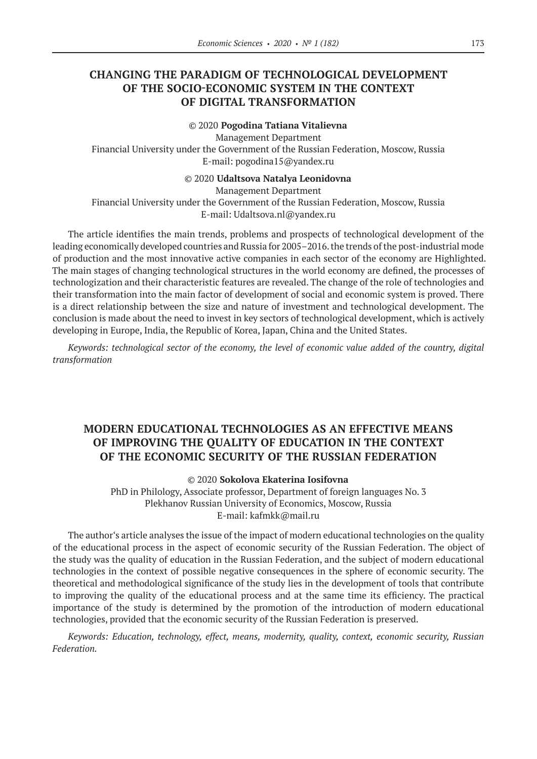## CHANGING THE PARADIGM OF TECHNOLOGICAL DEVELOPMENT OF THE SOCIO-ECONOMIC SYSTEM IN THE CONTEXT OF DIGITAL TRANSFORMATION

© 2020 **Pogodina Tatiana Vitalievna**
Management Department
Financial University under the Government of the Russian Federation, Moscow, Russia
E-mail: pogodina15@yandex.ru

© 2020 **Udaltsova Natalya Leonidovna**
Management Department
Financial University under the Government of the Russian Federation, Moscow, Russia
E-mail: Udaltsova.nl@yandex.ru

The article identifies the main trends, problems and prospects of technological development of the leading economically developed countries and Russia for 2005–2016. the trends of the post-industrial mode of production and the most innovative active companies in each sector of the economy are Highlighted. The main stages of changing technological structures in the world economy are defined, the processes of technologization and their characteristic features are revealed. The change of the role of technologies and their transformation into the main factor of development of social and economic system is proved. There is a direct relationship between the size and nature of investment and technological development. The conclusion is made about the need to invest in key sectors of technological development, which is actively developing in Europe, India, the Republic of Korea, Japan, China and the United States.

*Keywords: technological sector of the economy, the level of economic value added of the country, digital transformation*

## MODERN EDUCATIONAL TECHNOLOGIES AS AN EFFECTIVE MEANS OF IMPROVING THE QUALITY OF EDUCATION IN THE CONTEXT OF THE ECONOMIC SECURITY OF THE RUSSIAN FEDERATION

© 2020 **Sokolova Ekaterina Iosifovna**
PhD in Philology, Associate professor, Department of foreign languages No. 3
Plekhanov Russian University of Economics, Moscow, Russia
E-mail: kafmkk@mail.ru

The author's article analyses the issue of the impact of modern educational technologies on the quality of the educational process in the aspect of economic security of the Russian Federation. The object of the study was the quality of education in the Russian Federation, and the subject of modern educational technologies in the context of possible negative consequences in the sphere of economic security. The theoretical and methodological significance of the study lies in the development of tools that contribute to improving the quality of the educational process and at the same time its efficiency. The practical importance of the study is determined by the promotion of the introduction of modern educational technologies, provided that the economic security of the Russian Federation is preserved.

*Keywords: Education, technology, effect, means, modernity, quality, context, economic security, Russian Federation.*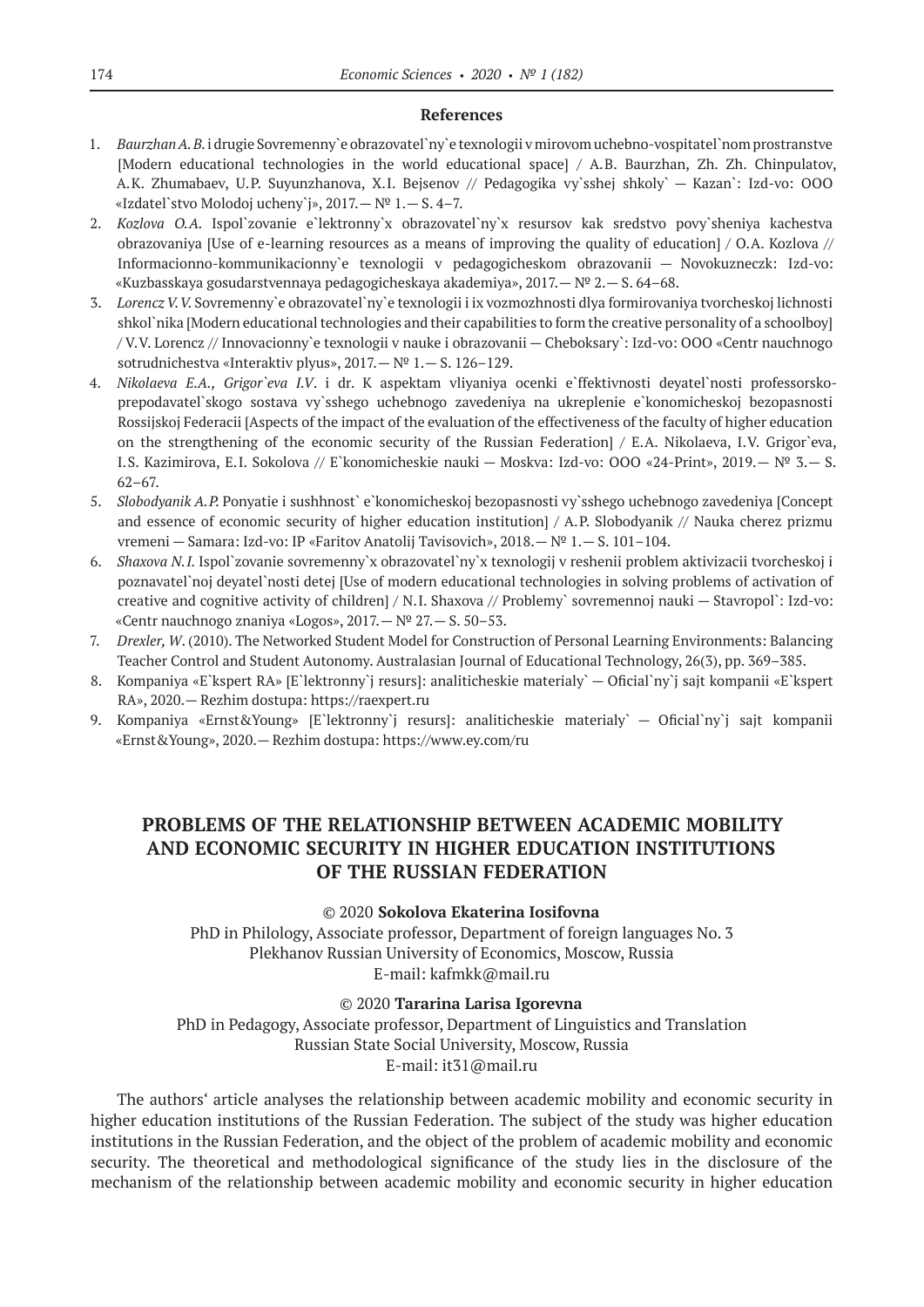## References

1. *Baurzhan A.B.* i drugie Sovremenny`e obrazovatel`ny`e texnologii v mirovom uchebno-vospitatel`nom prostranstve [Modern educational technologies in the world educational space] / A.B. Baurzhan, Zh. Zh. Chinpulatov, A.K. Zhumabaev, U.P. Suyunzhanova, X.I. Bejsenov // Pedagogika vy`sshej shkoly` — Kazan`: Izd-vo: OOO «Izdatel`stvo Molodoj ucheny`j», 2017.— № 1.— S. 4–7.
2. *Kozlova O.A.* Ispol`zovanie e`lektronny`x obrazovatel`ny`x resursov kak sredstvo povy`sheniya kachestva obrazovaniya [Use of e-learning resources as a means of improving the quality of education] / O.A. Kozlova // Informacionno-kommunikacionny`e texnologii v pedagogicheskom obrazovanii — Novokuzneczk: Izd-vo: «Kuzbasskaya gosudarstvennaya pedagogicheskaya akademiya», 2017.— № 2.— S. 64–68.
3. *Lorencz V.V.* Sovremenny`e obrazovatel`ny`e texnologii i ix vozmozhnosti dlya formirovaniya tvorcheskoj lichnosti shkol`nika [Modern educational technologies and their capabilities to form the creative personality of a schoolboy] / V.V. Lorencz // Innovacionny`e texnologii v nauke i obrazovanii — Cheboksary`: Izd-vo: OOO «Centr nauchnogo sotrudnichestva «Interaktiv plyus», 2017.— № 1.— S. 126–129.
4. *Nikolaeva E.A., Grigor`eva I.V.* i dr. K aspektam vliyaniya ocenki e`ffektivnosti deyatel`nosti professorsko-prepodavatel`skogo sostava vy`sshego uchebnogo zavedeniya na ukreplenie e`konomicheskoj bezopasnosti Rossijskoj Federacii [Aspects of the impact of the evaluation of the effectiveness of the faculty of higher education on the strengthening of the economic security of the Russian Federation] / E.A. Nikolaeva, I.V. Grigor`eva, I.S. Kazimirova, E.I. Sokolova // E`konomicheskie nauki — Moskva: Izd-vo: OOO «24-Print», 2019.— № 3.— S. 62–67.
5. *Slobodyanik A.P.* Ponyatie i sushhnost` e`konomicheskoj bezopasnosti vy`sshego uchebnogo zavedeniya [Concept and essence of economic security of higher education institution] / A.P. Slobodyanik // Nauka cherez prizmu vremeni — Samara: Izd-vo: IP «Faritov Anatolij Tavisovich», 2018.— № 1.— S. 101–104.
6. *Shaxova N.I.* Ispol`zovanie sovremenny`x obrazovatel`ny`x texnologij v reshenii problem aktivizacii tvorcheskoj i poznavatel`noj deyatel`nosti detej [Use of modern educational technologies in solving problems of activation of creative and cognitive activity of children] / N.I. Shaxova // Problemy` sovremennoj nauki — Stavropol`: Izd-vo: «Centr nauchnogo znaniya «Logos», 2017.— № 27.— S. 50–53.
7. *Drexler, W*. (2010). The Networked Student Model for Construction of Personal Learning Environments: Balancing Teacher Control and Student Autonomy. Australasian Journal of Educational Technology, 26(3), pp. 369–385.
8. Kompaniya «E`kspert RA» [E`lektronny`j resurs]: analiticheskie materialy` — Oficial`ny`j sajt kompanii «E`kspert RA», 2020.— Rezhim dostupa: https://raexpert.ru
9. Kompaniya «Ernst&Young» [E`lektronny`j resurs]: analiticheskie materialy` — Oficial`ny`j sajt kompanii «Ernst&Young», 2020.— Rezhim dostupa: https://www.ey.com/ru

# PROBLEMS OF THE RELATIONSHIP BETWEEN ACADEMIC MOBILITY AND ECONOMIC SECURITY IN HIGHER EDUCATION INSTITUTIONS OF THE RUSSIAN FEDERATION

© 2020 **Sokolova Ekaterina Iosifovna**
PhD in Philology, Associate professor, Department of foreign languages No. 3
Plekhanov Russian University of Economics, Moscow, Russia
E-mail: kafmkk@mail.ru

© 2020 **Tararina Larisa Igorevna**
PhD in Pedagogy, Associate professor, Department of Linguistics and Translation
Russian State Social University, Moscow, Russia
E-mail: it31@mail.ru

The authors' article analyses the relationship between academic mobility and economic security in higher education institutions of the Russian Federation. The subject of the study was higher education institutions in the Russian Federation, and the object of the problem of academic mobility and economic security. The theoretical and methodological significance of the study lies in the disclosure of the mechanism of the relationship between academic mobility and economic security in higher education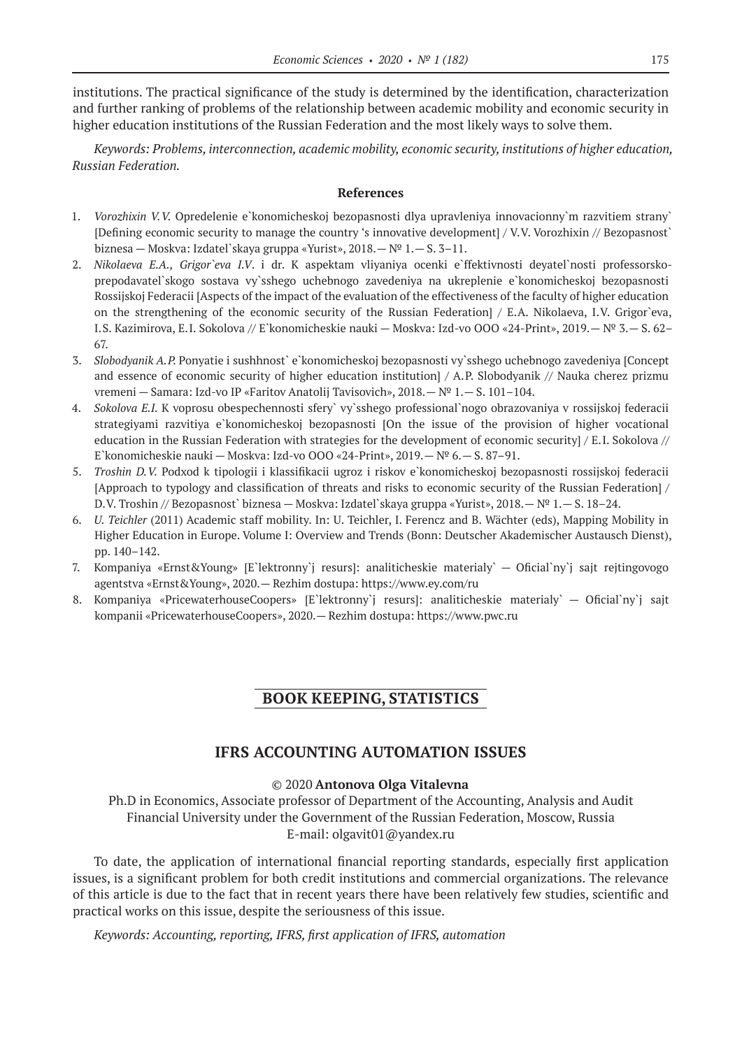institutions. The practical significance of the study is determined by the identification, characterization and further ranking of problems of the relationship between academic mobility and economic security in higher education institutions of the Russian Federation and the most likely ways to solve them.

*Keywords: Problems, interconnection, academic mobility, economic security, institutions of higher education, Russian Federation.*

**References**

1. *Vorozhixin V.V.* Opredelenie e`konomicheskoj bezopasnosti dlya upravleniya innovacionny`m razvitiem strany` [Defining economic security to manage the country 's innovative development] / V.V. Vorozhixin // Bezopasnost` biznesa — Moskva: Izdatel`skaya gruppa «Yurist», 2018.— № 1.— S. 3–11.
2. *Nikolaeva E.A., Grigor`eva I.V.* i dr. K aspektam vliyaniya ocenki e`ffektivnosti deyatel`nosti professorsko-prepodavatel`skogo sostava vy`sshego uchebnogo zavedeniya na ukreplenie e`konomicheskoj bezopasnosti Rossijskoj Federacii [Aspects of the impact of the evaluation of the effectiveness of the faculty of higher education on the strengthening of the economic security of the Russian Federation] / E.A. Nikolaeva, I.V. Grigor`eva, I.S. Kazimirova, E.I. Sokolova // E`konomicheskie nauki — Moskva: Izd-vo OOO «24-Print», 2019.— № 3.— S. 62–67.
3. *Slobodyanik A.P.* Ponyatie i sushhnost` e`konomicheskoj bezopasnosti vy`sshego uchebnogo zavedeniya [Concept and essence of economic security of higher education institution] / A.P. Slobodyanik // Nauka cherez prizmu vremeni — Samara: Izd-vo IP «Faritov Anatolij Tavisovich», 2018.— № 1.— S. 101–104.
4. *Sokolova E.I.* K voprosu obespechennosti sfery` vy`sshego professional`nogo obrazovaniya v rossijskoj federacii strategiyami razvitiya e`konomicheskoj bezopasnosti [On the issue of the provision of higher vocational education in the Russian Federation with strategies for the development of economic security] / E.I. Sokolova // E`konomicheskie nauki — Moskva: Izd-vo OOO «24-Print», 2019.— № 6.— S. 87–91.
5. *Troshin D.V.* Podxod k tipologii i klassifikacii ugroz i riskov e`konomicheskoj bezopasnosti rossijskoj federacii [Approach to typology and classification of threats and risks to economic security of the Russian Federation] / D.V. Troshin // Bezopasnost` biznesa — Moskva: Izdatel`skaya gruppa «Yurist», 2018.— № 1.— S. 18–24.
6. *U. Teichler* (2011) Academic staff mobility. In: U. Teichler, I. Ferencz and B. Wächter (eds), Mapping Mobility in Higher Education in Europe. Volume I: Overview and Trends (Bonn: Deutscher Akademischer Austausch Dienst), pp. 140–142.
7. Kompaniya «Ernst&Young» [E`lektronny`j resurs]: analiticheskie materialy` — Oficial`ny`j sajt rejtingovogo agentstva «Ernst&Young», 2020.— Rezhim dostupa: https://www.ey.com/ru
8. Kompaniya «PricewaterhouseCoopers» [E`lektronny`j resurs]: analiticheskie materialy` — Oficial`ny`j sajt kompanii «PricewaterhouseCoopers», 2020.— Rezhim dostupa: https://www.pwc.ru

## BOOK KEEPING, STATISTICS

### IFRS ACCOUNTING AUTOMATION ISSUES

© 2020 **Antonova Olga Vitalevna**

Ph.D in Economics, Associate professor of Department of the Accounting, Analysis and Audit
Financial University under the Government of the Russian Federation, Moscow, Russia
E-mail: olgavit01@yandex.ru

To date, the application of international financial reporting standards, especially first application issues, is a significant problem for both credit institutions and commercial organizations. The relevance of this article is due to the fact that in recent years there have been relatively few studies, scientific and practical works on this issue, despite the seriousness of this issue.

*Keywords: Accounting, reporting, IFRS, first application of IFRS, automation*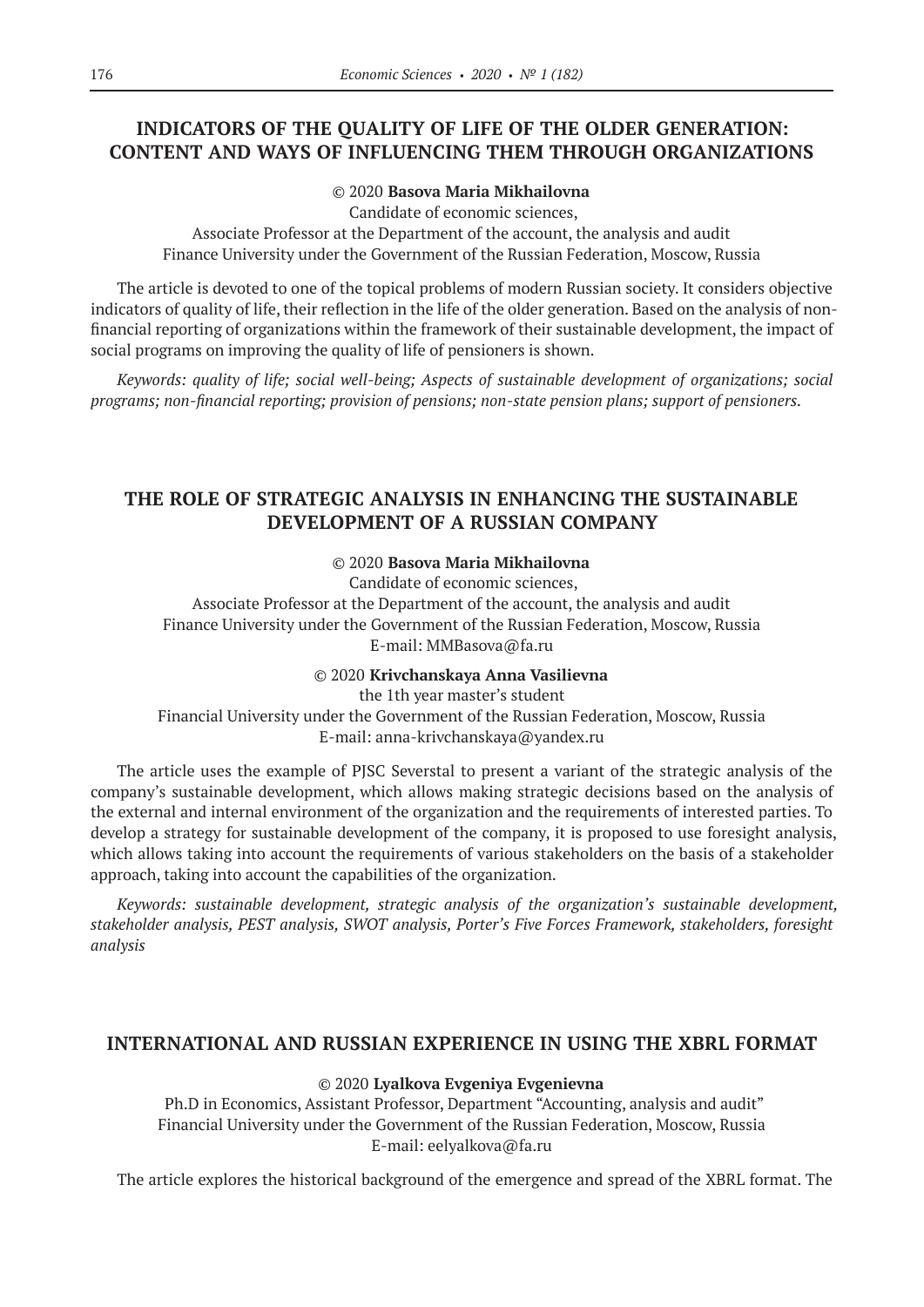## INDICATORS OF THE QUALITY OF LIFE OF THE OLDER GENERATION: CONTENT AND WAYS OF INFLUENCING THEM THROUGH ORGANIZATIONS

© 2020 **Basova Maria Mikhailovna**
Candidate of economic sciences,
Associate Professor at the Department of the account, the analysis and audit
Finance University under the Government of the Russian Federation, Moscow, Russia

The article is devoted to one of the topical problems of modern Russian society. It considers objective indicators of quality of life, their reflection in the life of the older generation. Based on the analysis of non-financial reporting of organizations within the framework of their sustainable development, the impact of social programs on improving the quality of life of pensioners is shown.

*Keywords: quality of life; social well-being; Aspects of sustainable development of organizations; social programs; non-financial reporting; provision of pensions; non-state pension plans; support of pensioners.*

## THE ROLE OF STRATEGIC ANALYSIS IN ENHANCING THE SUSTAINABLE DEVELOPMENT OF A RUSSIAN COMPANY

© 2020 **Basova Maria Mikhailovna**
Candidate of economic sciences,
Associate Professor at the Department of the account, the analysis and audit
Finance University under the Government of the Russian Federation, Moscow, Russia
E-mail: MMBasova@fa.ru

© 2020 **Krivchanskaya Anna Vasilievna**
the 1th year master's student
Financial University under the Government of the Russian Federation, Moscow, Russia
E-mail: anna-krivchanskaya@yandex.ru

The article uses the example of PJSC Severstal to present a variant of the strategic analysis of the company's sustainable development, which allows making strategic decisions based on the analysis of the external and internal environment of the organization and the requirements of interested parties. To develop a strategy for sustainable development of the company, it is proposed to use foresight analysis, which allows taking into account the requirements of various stakeholders on the basis of a stakeholder approach, taking into account the capabilities of the organization.

*Keywords: sustainable development, strategic analysis of the organization's sustainable development, stakeholder analysis, PEST analysis, SWOT analysis, Porter's Five Forces Framework, stakeholders, foresight analysis*

## INTERNATIONAL AND RUSSIAN EXPERIENCE IN USING THE XBRL FORMAT

© 2020 **Lyalkova Evgeniya Evgenievna**
Ph.D in Economics, Assistant Professor, Department "Accounting, analysis and audit"
Financial University under the Government of the Russian Federation, Moscow, Russia
E-mail: eelyalkova@fa.ru

The article explores the historical background of the emergence and spread of the XBRL format. The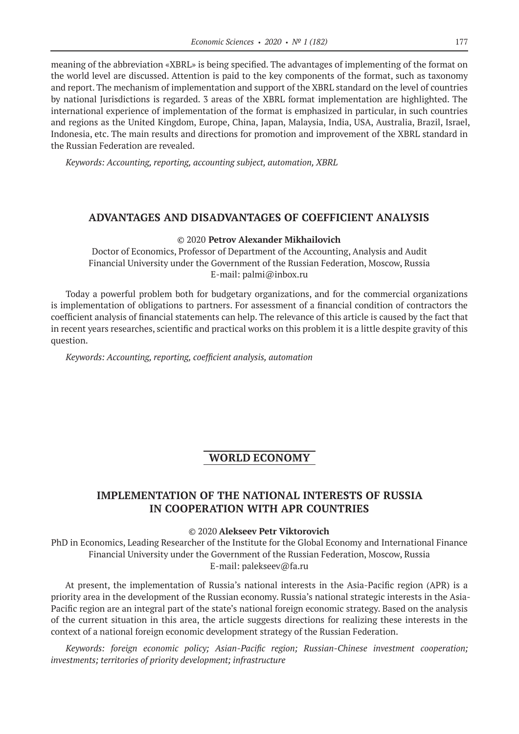meaning of the abbreviation «XBRL» is being specified. The advantages of implementing of the format on the world level are discussed. Attention is paid to the key components of the format, such as taxonomy and report. The mechanism of implementation and support of the XBRL standard on the level of countries by national Jurisdictions is regarded. 3 areas of the XBRL format implementation are highlighted. The international experience of implementation of the format is emphasized in particular, in such countries and regions as the United Kingdom, Europe, China, Japan, Malaysia, India, USA, Australia, Brazil, Israel, Indonesia, etc. The main results and directions for promotion and improvement of the XBRL standard in the Russian Federation are revealed.

*Keywords: Accounting, reporting, accounting subject, automation, XBRL*

## ADVANTAGES AND DISADVANTAGES OF COEFFICIENT ANALYSIS

© 2020 **Petrov Alexander Mikhailovich**

Doctor of Economics, Professor of Department of the Accounting, Analysis and Audit
Financial University under the Government of the Russian Federation, Moscow, Russia
E-mail: palmi@inbox.ru

Today a powerful problem both for budgetary organizations, and for the commercial organizations is implementation of obligations to partners. For assessment of a financial condition of contractors the coefficient analysis of financial statements can help. The relevance of this article is caused by the fact that in recent years researches, scientific and practical works on this problem it is a little despite gravity of this question.

*Keywords: Accounting, reporting, coefficient analysis, automation*

# WORLD ECONOMY

## IMPLEMENTATION OF THE NATIONAL INTERESTS OF RUSSIA IN COOPERATION WITH APR COUNTRIES

© 2020 **Alekseev Petr Viktorovich**

PhD in Economics, Leading Researcher of the Institute for the Global Economy and International Finance
Financial University under the Government of the Russian Federation, Moscow, Russia
E-mail: palekseev@fa.ru

At present, the implementation of Russia's national interests in the Asia-Pacific region (APR) is a priority area in the development of the Russian economy. Russia's national strategic interests in the Asia-Pacific region are an integral part of the state's national foreign economic strategy. Based on the analysis of the current situation in this area, the article suggests directions for realizing these interests in the context of a national foreign economic development strategy of the Russian Federation.

*Keywords: foreign economic policy; Asian-Pacific region; Russian-Chinese investment cooperation; investments; territories of priority development; infrastructure*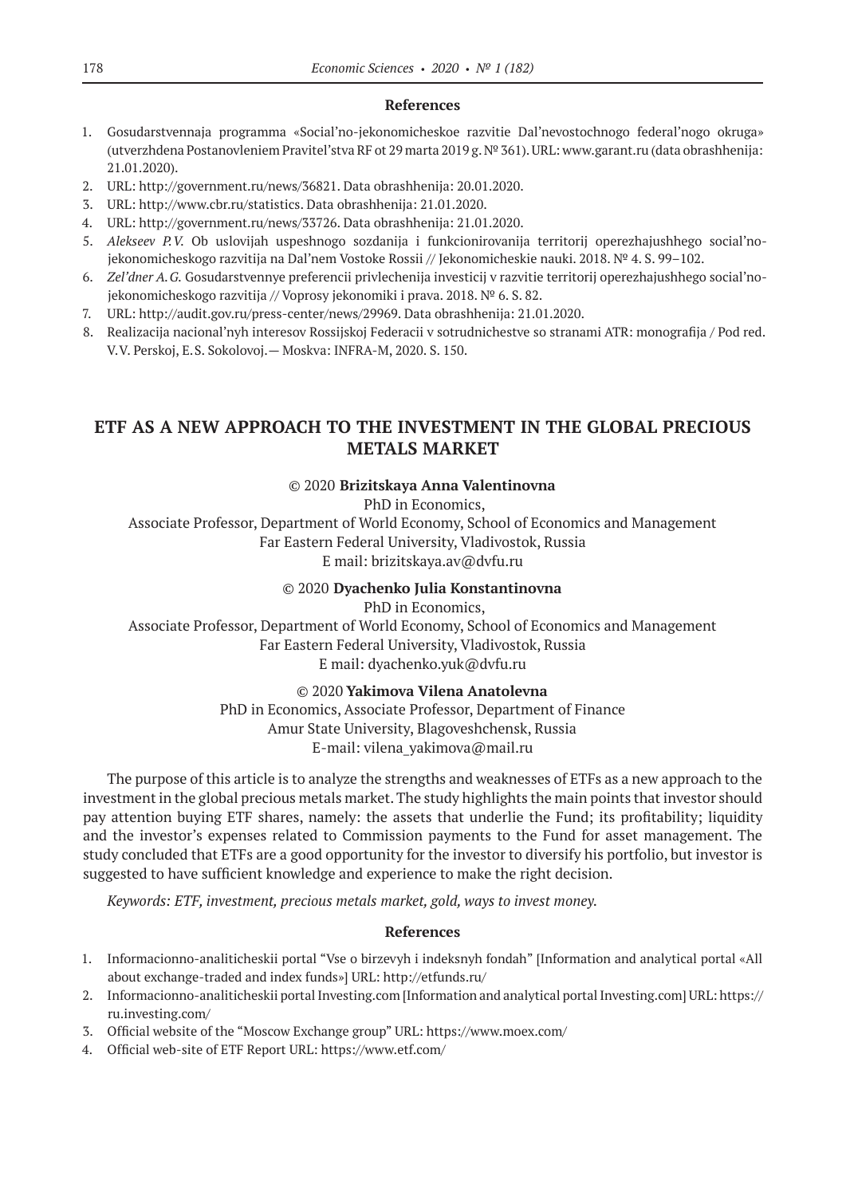### References

1. Gosudarstvennaja programma «Social'no-jekonomicheskoe razvitie Dal'nevostochnogo federal'nogo okruga» (utverzhdena Postanovleniem Pravitel'stva RF ot 29 marta 2019 g. № 361). URL: www.garant.ru (data obrashhenija: 21.01.2020).
2. URL: http://government.ru/news/36821. Data obrashhenija: 20.01.2020.
3. URL: http://www.cbr.ru/statistics. Data obrashhenija: 21.01.2020.
4. URL: http://government.ru/news/33726. Data obrashhenija: 21.01.2020.
5. *Alekseev P.V.* Ob uslovijah uspeshnogo sozdanija i funkcionirovanija territorij operezhajushhego social'no-jekonomicheskogo razvitija na Dal'nem Vostoke Rossii // Jekonomicheskie nauki. 2018. № 4. S. 99–102.
6. *Zel'dner A.G.* Gosudarstvennye preferencii privlechenija investicij v razvitie territorij operezhajushhego social'no-jekonomicheskogo razvitija // Voprosy jekonomiki i prava. 2018. № 6. S. 82.
7. URL: http://audit.gov.ru/press-center/news/29969. Data obrashhenija: 21.01.2020.
8. Realizacija nacional'nyh interesov Rossijskoj Federacii v sotrudnichestve so stranami ATR: monografija / Pod red. V.V. Perskoj, E.S. Sokolovoj.— Moskva: INFRA-M, 2020. S. 150.

## ETF AS A NEW APPROACH TO THE INVESTMENT IN THE GLOBAL PRECIOUS METALS MARKET

© 2020 **Brizitskaya Anna Valentinovna**
PhD in Economics,
Associate Professor, Department of World Economy, School of Economics and Management
Far Eastern Federal University, Vladivostok, Russia
E mail: brizitskaya.av@dvfu.ru

© 2020 **Dyachenko Julia Konstantinovna**
PhD in Economics,
Associate Professor, Department of World Economy, School of Economics and Management
Far Eastern Federal University, Vladivostok, Russia
E mail: dyachenko.yuk@dvfu.ru

© 2020 **Yakimova Vilena Anatolevna**
PhD in Economics, Associate Professor, Department of Finance
Amur State University, Blagoveshchensk, Russia
E-mail: vilena_yakimova@mail.ru

The purpose of this article is to analyze the strengths and weaknesses of ETFs as a new approach to the investment in the global precious metals market. The study highlights the main points that investor should pay attention buying ETF shares, namely: the assets that underlie the Fund; its profitability; liquidity and the investor's expenses related to Commission payments to the Fund for asset management. The study concluded that ETFs are a good opportunity for the investor to diversify his portfolio, but investor is suggested to have sufficient knowledge and experience to make the right decision.

*Keywords: ETF, investment, precious metals market, gold, ways to invest money.*

### References

1. Informacionno-analiticheskii portal "Vse o birzevyh i indeksnyh fondah" [Information and analytical portal «All about exchange-traded and index funds»] URL: http://etfunds.ru/
2. Informacionno-analiticheskii portal Investing.com [Information and analytical portal Investing.com] URL: https://ru.investing.com/
3. Official website of the "Moscow Exchange group" URL: https://www.moex.com/
4. Official web-site of ETF Report URL: https://www.etf.com/